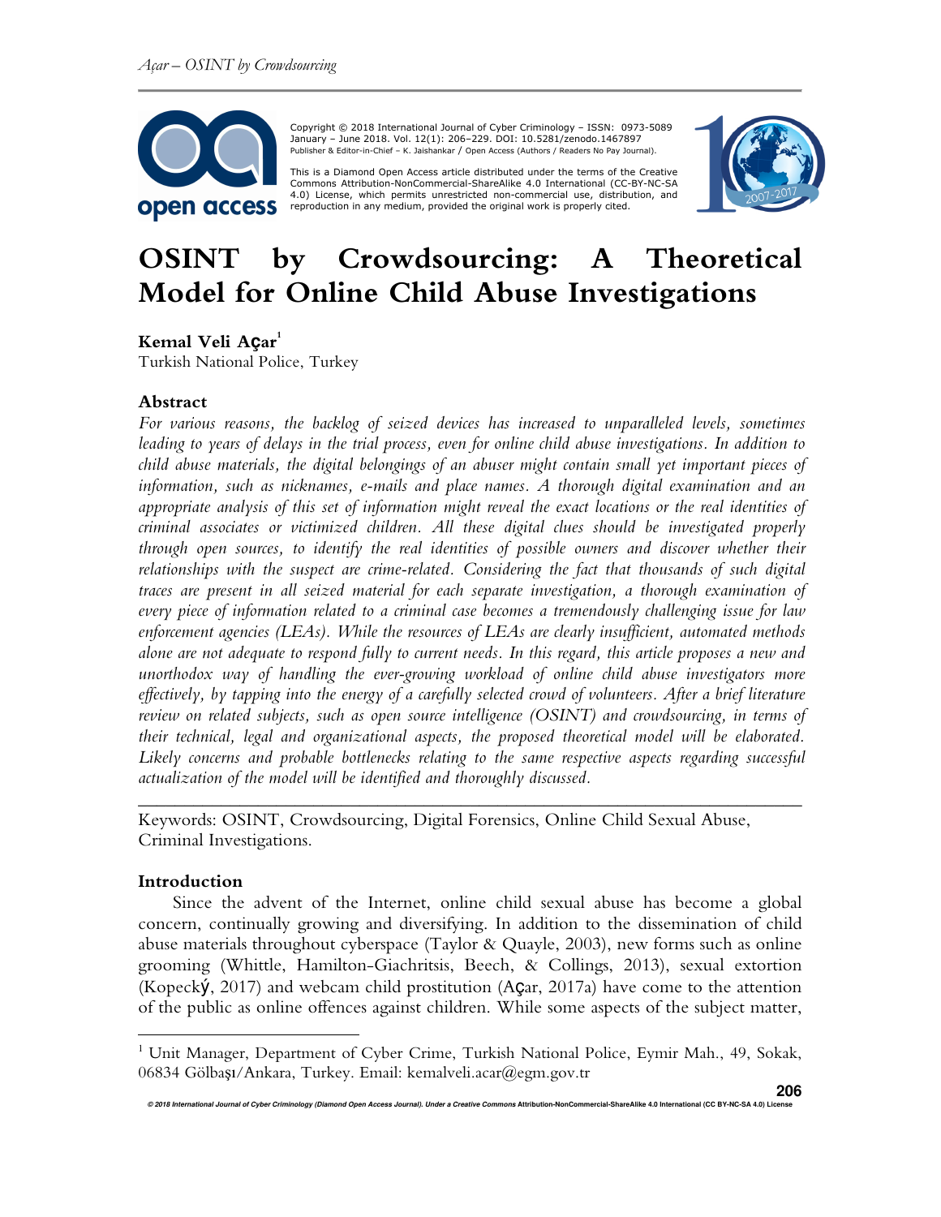Copyright © 2018 International Journal of Cyber Criminology – ISSN: 0973-5089 January – June 2018. Vol. 12(1): 206–229. DOI: 10.5281/zenodo.1467897
Publisher & Editor-in-Chief – K. Jaishankar / Open Access (Authors / Readers No Pay Journal).

This is a Diamond Open Access article distributed under the terms of the Creative Commons Attribution-NonCommercial-ShareAlike 4.0 International (CC-BY-NC-SA 4.0) License, which permits unrestricted non-commercial use, distribution, and reproduction in any medium, provided the original work is properly cited.

# OSINT by Crowdsourcing: A Theoretical Model for Online Child Abuse Investigations

**Kemal Veli Açar**[1]
Turkish National Police, Turkey

### Abstract

*For various reasons, the backlog of seized devices has increased to unparalleled levels, sometimes leading to years of delays in the trial process, even for online child abuse investigations. In addition to child abuse materials, the digital belongings of an abuser might contain small yet important pieces of information, such as nicknames, e-mails and place names. A thorough digital examination and an appropriate analysis of this set of information might reveal the exact locations or the real identities of criminal associates or victimized children. All these digital clues should be investigated properly through open sources, to identify the real identities of possible owners and discover whether their relationships with the suspect are crime-related. Considering the fact that thousands of such digital traces are present in all seized material for each separate investigation, a thorough examination of every piece of information related to a criminal case becomes a tremendously challenging issue for law enforcement agencies (LEAs). While the resources of LEAs are clearly insufficient, automated methods alone are not adequate to respond fully to current needs. In this regard, this article proposes a new and unorthodox way of handling the ever-growing workload of online child abuse investigators more effectively, by tapping into the energy of a carefully selected crowd of volunteers. After a brief literature review on related subjects, such as open source intelligence (OSINT) and crowdsourcing, in terms of their technical, legal and organizational aspects, the proposed theoretical model will be elaborated. Likely concerns and probable bottlenecks relating to the same respective aspects regarding successful actualization of the model will be identified and thoroughly discussed.*

---

Keywords: OSINT, Crowdsourcing, Digital Forensics, Online Child Sexual Abuse, Criminal Investigations.

### Introduction

Since the advent of the Internet, online child sexual abuse has become a global concern, continually growing and diversifying. In addition to the dissemination of child abuse materials throughout cyberspace (Taylor & Quayle, 2003), new forms such as online grooming (Whittle, Hamilton-Giachritsis, Beech, & Collings, 2013), sexual extortion (Kopecký, 2017) and webcam child prostitution (Açar, 2017a) have come to the attention of the public as online offences against children. While some aspects of the subject matter,

[1] Unit Manager, Department of Cyber Crime, Turkish National Police, Eymir Mah., 49, Sokak, 06834 Gölbaşı/Ankara, Turkey. Email: kemalveli.acar@egm.gov.tr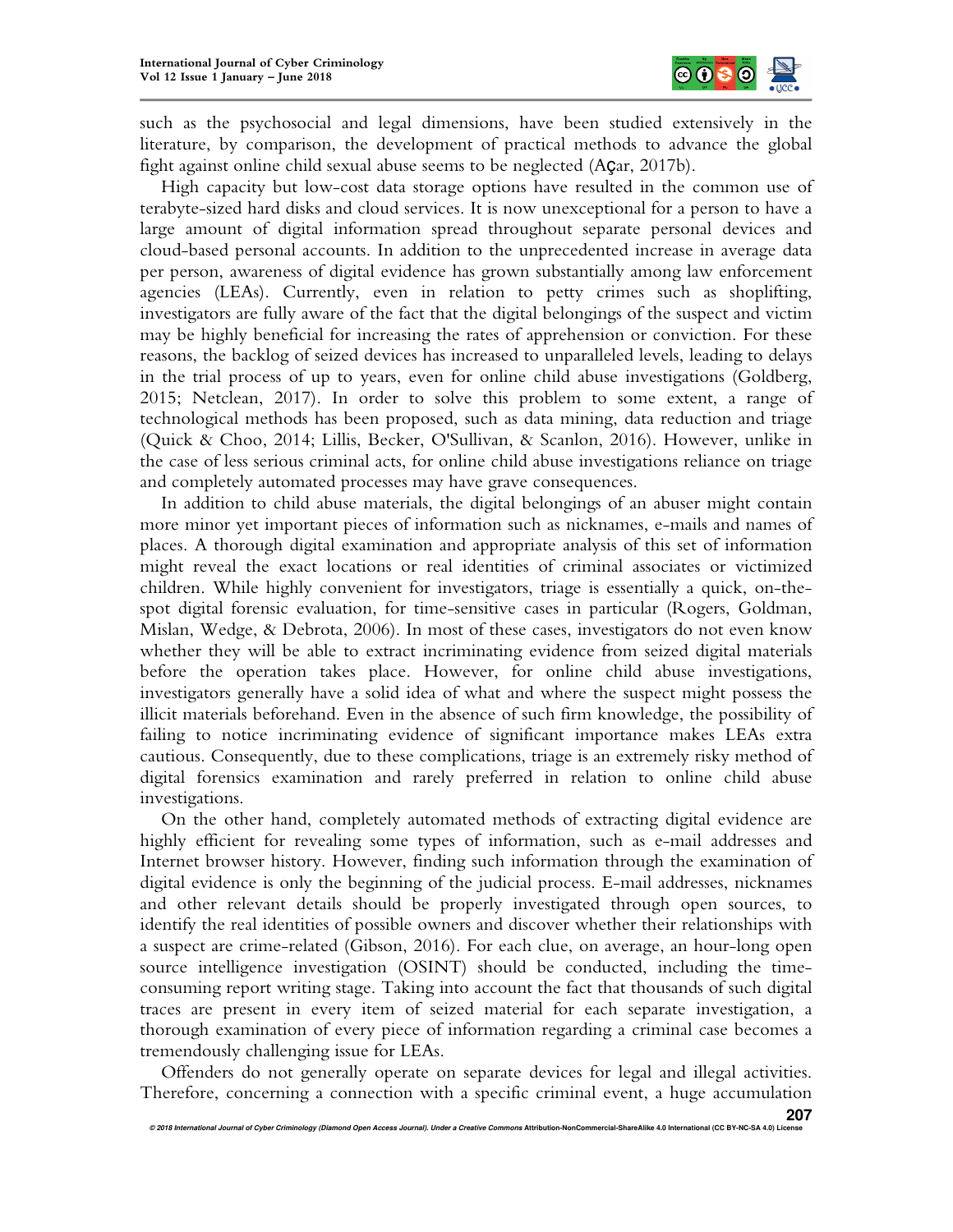such as the psychosocial and legal dimensions, have been studied extensively in the literature, by comparison, the development of practical methods to advance the global fight against online child sexual abuse seems to be neglected (Açar, 2017b).

High capacity but low-cost data storage options have resulted in the common use of terabyte-sized hard disks and cloud services. It is now unexceptional for a person to have a large amount of digital information spread throughout separate personal devices and cloud-based personal accounts. In addition to the unprecedented increase in average data per person, awareness of digital evidence has grown substantially among law enforcement agencies (LEAs). Currently, even in relation to petty crimes such as shoplifting, investigators are fully aware of the fact that the digital belongings of the suspect and victim may be highly beneficial for increasing the rates of apprehension or conviction. For these reasons, the backlog of seized devices has increased to unparalleled levels, leading to delays in the trial process of up to years, even for online child abuse investigations (Goldberg, 2015; Netclean, 2017). In order to solve this problem to some extent, a range of technological methods has been proposed, such as data mining, data reduction and triage (Quick & Choo, 2014; Lillis, Becker, O'Sullivan, & Scanlon, 2016). However, unlike in the case of less serious criminal acts, for online child abuse investigations reliance on triage and completely automated processes may have grave consequences.

In addition to child abuse materials, the digital belongings of an abuser might contain more minor yet important pieces of information such as nicknames, e-mails and names of places. A thorough digital examination and appropriate analysis of this set of information might reveal the exact locations or real identities of criminal associates or victimized children. While highly convenient for investigators, triage is essentially a quick, on-the-spot digital forensic evaluation, for time-sensitive cases in particular (Rogers, Goldman, Mislan, Wedge, & Debrota, 2006). In most of these cases, investigators do not even know whether they will be able to extract incriminating evidence from seized digital materials before the operation takes place. However, for online child abuse investigations, investigators generally have a solid idea of what and where the suspect might possess the illicit materials beforehand. Even in the absence of such firm knowledge, the possibility of failing to notice incriminating evidence of significant importance makes LEAs extra cautious. Consequently, due to these complications, triage is an extremely risky method of digital forensics examination and rarely preferred in relation to online child abuse investigations.

On the other hand, completely automated methods of extracting digital evidence are highly efficient for revealing some types of information, such as e-mail addresses and Internet browser history. However, finding such information through the examination of digital evidence is only the beginning of the judicial process. E-mail addresses, nicknames and other relevant details should be properly investigated through open sources, to identify the real identities of possible owners and discover whether their relationships with a suspect are crime-related (Gibson, 2016). For each clue, on average, an hour-long open source intelligence investigation (OSINT) should be conducted, including the time-consuming report writing stage. Taking into account the fact that thousands of such digital traces are present in every item of seized material for each separate investigation, a thorough examination of every piece of information regarding a criminal case becomes a tremendously challenging issue for LEAs.

Offenders do not generally operate on separate devices for legal and illegal activities. Therefore, concerning a connection with a specific criminal event, a huge accumulation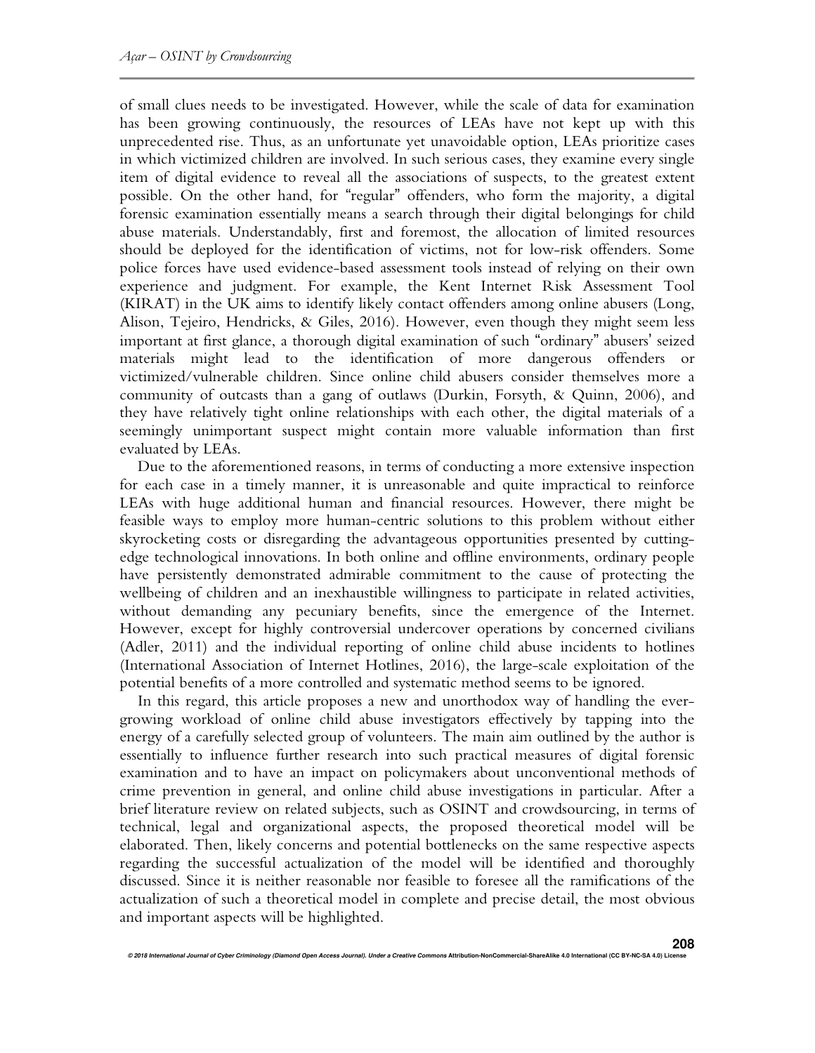of small clues needs to be investigated. However, while the scale of data for examination has been growing continuously, the resources of LEAs have not kept up with this unprecedented rise. Thus, as an unfortunate yet unavoidable option, LEAs prioritize cases in which victimized children are involved. In such serious cases, they examine every single item of digital evidence to reveal all the associations of suspects, to the greatest extent possible. On the other hand, for "regular" offenders, who form the majority, a digital forensic examination essentially means a search through their digital belongings for child abuse materials. Understandably, first and foremost, the allocation of limited resources should be deployed for the identification of victims, not for low-risk offenders. Some police forces have used evidence-based assessment tools instead of relying on their own experience and judgment. For example, the Kent Internet Risk Assessment Tool (KIRAT) in the UK aims to identify likely contact offenders among online abusers (Long, Alison, Tejeiro, Hendricks, & Giles, 2016). However, even though they might seem less important at first glance, a thorough digital examination of such "ordinary" abusers' seized materials might lead to the identification of more dangerous offenders or victimized/vulnerable children. Since online child abusers consider themselves more a community of outcasts than a gang of outlaws (Durkin, Forsyth, & Quinn, 2006), and they have relatively tight online relationships with each other, the digital materials of a seemingly unimportant suspect might contain more valuable information than first evaluated by LEAs.

Due to the aforementioned reasons, in terms of conducting a more extensive inspection for each case in a timely manner, it is unreasonable and quite impractical to reinforce LEAs with huge additional human and financial resources. However, there might be feasible ways to employ more human-centric solutions to this problem without either skyrocketing costs or disregarding the advantageous opportunities presented by cutting-edge technological innovations. In both online and offline environments, ordinary people have persistently demonstrated admirable commitment to the cause of protecting the wellbeing of children and an inexhaustible willingness to participate in related activities, without demanding any pecuniary benefits, since the emergence of the Internet. However, except for highly controversial undercover operations by concerned civilians (Adler, 2011) and the individual reporting of online child abuse incidents to hotlines (International Association of Internet Hotlines, 2016), the large-scale exploitation of the potential benefits of a more controlled and systematic method seems to be ignored.

In this regard, this article proposes a new and unorthodox way of handling the ever-growing workload of online child abuse investigators effectively by tapping into the energy of a carefully selected group of volunteers. The main aim outlined by the author is essentially to influence further research into such practical measures of digital forensic examination and to have an impact on policymakers about unconventional methods of crime prevention in general, and online child abuse investigations in particular. After a brief literature review on related subjects, such as OSINT and crowdsourcing, in terms of technical, legal and organizational aspects, the proposed theoretical model will be elaborated. Then, likely concerns and potential bottlenecks on the same respective aspects regarding the successful actualization of the model will be identified and thoroughly discussed. Since it is neither reasonable nor feasible to foresee all the ramifications of the actualization of such a theoretical model in complete and precise detail, the most obvious and important aspects will be highlighted.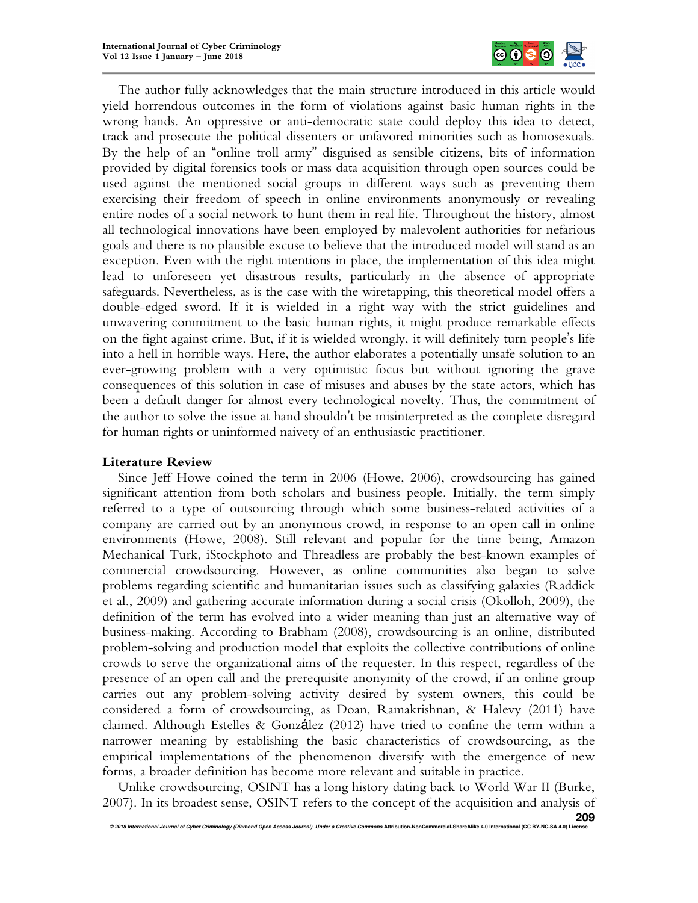The author fully acknowledges that the main structure introduced in this article would yield horrendous outcomes in the form of violations against basic human rights in the wrong hands. An oppressive or anti-democratic state could deploy this idea to detect, track and prosecute the political dissenters or unfavored minorities such as homosexuals. By the help of an "online troll army" disguised as sensible citizens, bits of information provided by digital forensics tools or mass data acquisition through open sources could be used against the mentioned social groups in different ways such as preventing them exercising their freedom of speech in online environments anonymously or revealing entire nodes of a social network to hunt them in real life. Throughout the history, almost all technological innovations have been employed by malevolent authorities for nefarious goals and there is no plausible excuse to believe that the introduced model will stand as an exception. Even with the right intentions in place, the implementation of this idea might lead to unforeseen yet disastrous results, particularly in the absence of appropriate safeguards. Nevertheless, as is the case with the wiretapping, this theoretical model offers a double-edged sword. If it is wielded in a right way with the strict guidelines and unwavering commitment to the basic human rights, it might produce remarkable effects on the fight against crime. But, if it is wielded wrongly, it will definitely turn people's life into a hell in horrible ways. Here, the author elaborates a potentially unsafe solution to an ever-growing problem with a very optimistic focus but without ignoring the grave consequences of this solution in case of misuses and abuses by the state actors, which has been a default danger for almost every technological novelty. Thus, the commitment of the author to solve the issue at hand shouldn't be misinterpreted as the complete disregard for human rights or uninformed naivety of an enthusiastic practitioner.

## Literature Review

Since Jeff Howe coined the term in 2006 (Howe, 2006), crowdsourcing has gained significant attention from both scholars and business people. Initially, the term simply referred to a type of outsourcing through which some business-related activities of a company are carried out by an anonymous crowd, in response to an open call in online environments (Howe, 2008). Still relevant and popular for the time being, Amazon Mechanical Turk, iStockphoto and Threadless are probably the best-known examples of commercial crowdsourcing. However, as online communities also began to solve problems regarding scientific and humanitarian issues such as classifying galaxies (Raddick et al., 2009) and gathering accurate information during a social crisis (Okolloh, 2009), the definition of the term has evolved into a wider meaning than just an alternative way of business-making. According to Brabham (2008), crowdsourcing is an online, distributed problem-solving and production model that exploits the collective contributions of online crowds to serve the organizational aims of the requester. In this respect, regardless of the presence of an open call and the prerequisite anonymity of the crowd, if an online group carries out any problem-solving activity desired by system owners, this could be considered a form of crowdsourcing, as Doan, Ramakrishnan, & Halevy (2011) have claimed. Although Estelles & González (2012) have tried to confine the term within a narrower meaning by establishing the basic characteristics of crowdsourcing, as the empirical implementations of the phenomenon diversify with the emergence of new forms, a broader definition has become more relevant and suitable in practice.

Unlike crowdsourcing, OSINT has a long history dating back to World War II (Burke, 2007). In its broadest sense, OSINT refers to the concept of the acquisition and analysis of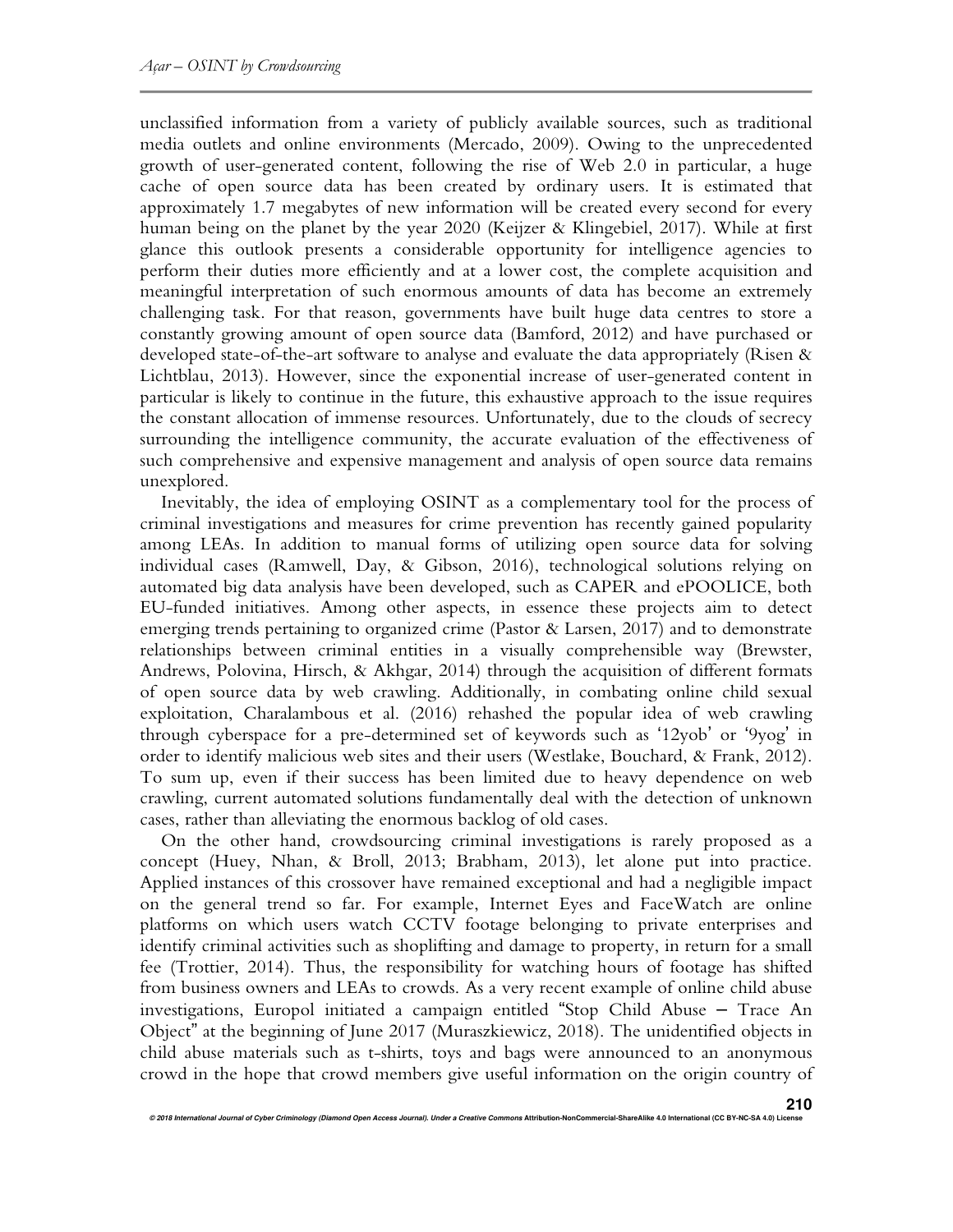unclassified information from a variety of publicly available sources, such as traditional media outlets and online environments (Mercado, 2009). Owing to the unprecedented growth of user-generated content, following the rise of Web 2.0 in particular, a huge cache of open source data has been created by ordinary users. It is estimated that approximately 1.7 megabytes of new information will be created every second for every human being on the planet by the year 2020 (Keijzer & Klingebiel, 2017). While at first glance this outlook presents a considerable opportunity for intelligence agencies to perform their duties more efficiently and at a lower cost, the complete acquisition and meaningful interpretation of such enormous amounts of data has become an extremely challenging task. For that reason, governments have built huge data centres to store a constantly growing amount of open source data (Bamford, 2012) and have purchased or developed state-of-the-art software to analyse and evaluate the data appropriately (Risen & Lichtblau, 2013). However, since the exponential increase of user-generated content in particular is likely to continue in the future, this exhaustive approach to the issue requires the constant allocation of immense resources. Unfortunately, due to the clouds of secrecy surrounding the intelligence community, the accurate evaluation of the effectiveness of such comprehensive and expensive management and analysis of open source data remains unexplored.

Inevitably, the idea of employing OSINT as a complementary tool for the process of criminal investigations and measures for crime prevention has recently gained popularity among LEAs. In addition to manual forms of utilizing open source data for solving individual cases (Ramwell, Day, & Gibson, 2016), technological solutions relying on automated big data analysis have been developed, such as CAPER and ePOOLICE, both EU-funded initiatives. Among other aspects, in essence these projects aim to detect emerging trends pertaining to organized crime (Pastor & Larsen, 2017) and to demonstrate relationships between criminal entities in a visually comprehensible way (Brewster, Andrews, Polovina, Hirsch, & Akhgar, 2014) through the acquisition of different formats of open source data by web crawling. Additionally, in combating online child sexual exploitation, Charalambous et al. (2016) rehashed the popular idea of web crawling through cyberspace for a pre-determined set of keywords such as '12yob' or '9yog' in order to identify malicious web sites and their users (Westlake, Bouchard, & Frank, 2012). To sum up, even if their success has been limited due to heavy dependence on web crawling, current automated solutions fundamentally deal with the detection of unknown cases, rather than alleviating the enormous backlog of old cases.

On the other hand, crowdsourcing criminal investigations is rarely proposed as a concept (Huey, Nhan, & Broll, 2013; Brabham, 2013), let alone put into practice. Applied instances of this crossover have remained exceptional and had a negligible impact on the general trend so far. For example, Internet Eyes and FaceWatch are online platforms on which users watch CCTV footage belonging to private enterprises and identify criminal activities such as shoplifting and damage to property, in return for a small fee (Trottier, 2014). Thus, the responsibility for watching hours of footage has shifted from business owners and LEAs to crowds. As a very recent example of online child abuse investigations, Europol initiated a campaign entitled "Stop Child Abuse – Trace An Object" at the beginning of June 2017 (Muraszkiewicz, 2018). The unidentified objects in child abuse materials such as t-shirts, toys and bags were announced to an anonymous crowd in the hope that crowd members give useful information on the origin country of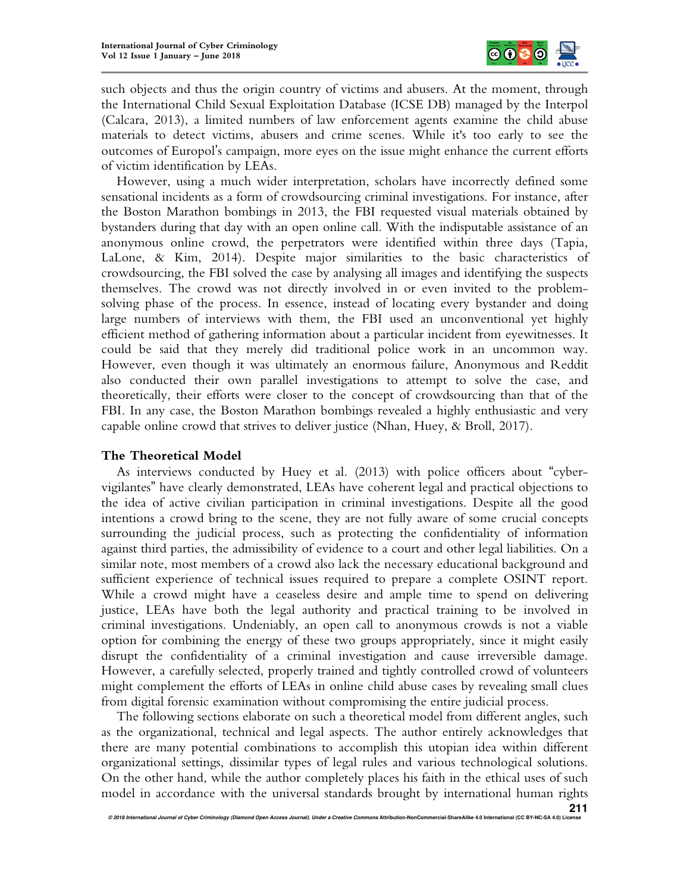such objects and thus the origin country of victims and abusers. At the moment, through the International Child Sexual Exploitation Database (ICSE DB) managed by the Interpol (Calcara, 2013), a limited numbers of law enforcement agents examine the child abuse materials to detect victims, abusers and crime scenes. While it's too early to see the outcomes of Europol's campaign, more eyes on the issue might enhance the current efforts of victim identification by LEAs.

However, using a much wider interpretation, scholars have incorrectly defined some sensational incidents as a form of crowdsourcing criminal investigations. For instance, after the Boston Marathon bombings in 2013, the FBI requested visual materials obtained by bystanders during that day with an open online call. With the indisputable assistance of an anonymous online crowd, the perpetrators were identified within three days (Tapia, LaLone, & Kim, 2014). Despite major similarities to the basic characteristics of crowdsourcing, the FBI solved the case by analysing all images and identifying the suspects themselves. The crowd was not directly involved in or even invited to the problem-solving phase of the process. In essence, instead of locating every bystander and doing large numbers of interviews with them, the FBI used an unconventional yet highly efficient method of gathering information about a particular incident from eyewitnesses. It could be said that they merely did traditional police work in an uncommon way. However, even though it was ultimately an enormous failure, Anonymous and Reddit also conducted their own parallel investigations to attempt to solve the case, and theoretically, their efforts were closer to the concept of crowdsourcing than that of the FBI. In any case, the Boston Marathon bombings revealed a highly enthusiastic and very capable online crowd that strives to deliver justice (Nhan, Huey, & Broll, 2017).

## The Theoretical Model

As interviews conducted by Huey et al. (2013) with police officers about "cyber-vigilantes" have clearly demonstrated, LEAs have coherent legal and practical objections to the idea of active civilian participation in criminal investigations. Despite all the good intentions a crowd bring to the scene, they are not fully aware of some crucial concepts surrounding the judicial process, such as protecting the confidentiality of information against third parties, the admissibility of evidence to a court and other legal liabilities. On a similar note, most members of a crowd also lack the necessary educational background and sufficient experience of technical issues required to prepare a complete OSINT report. While a crowd might have a ceaseless desire and ample time to spend on delivering justice, LEAs have both the legal authority and practical training to be involved in criminal investigations. Undeniably, an open call to anonymous crowds is not a viable option for combining the energy of these two groups appropriately, since it might easily disrupt the confidentiality of a criminal investigation and cause irreversible damage. However, a carefully selected, properly trained and tightly controlled crowd of volunteers might complement the efforts of LEAs in online child abuse cases by revealing small clues from digital forensic examination without compromising the entire judicial process.

The following sections elaborate on such a theoretical model from different angles, such as the organizational, technical and legal aspects. The author entirely acknowledges that there are many potential combinations to accomplish this utopian idea within different organizational settings, dissimilar types of legal rules and various technological solutions. On the other hand, while the author completely places his faith in the ethical uses of such model in accordance with the universal standards brought by international human rights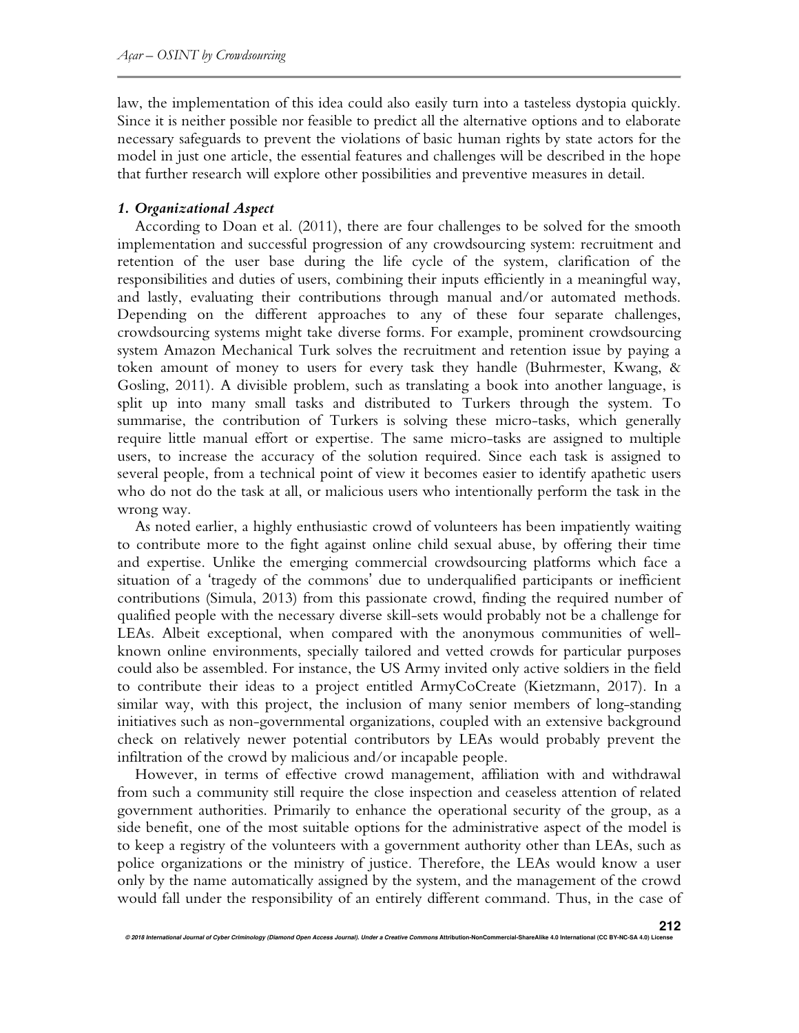law, the implementation of this idea could also easily turn into a tasteless dystopia quickly. Since it is neither possible nor feasible to predict all the alternative options and to elaborate necessary safeguards to prevent the violations of basic human rights by state actors for the model in just one article, the essential features and challenges will be described in the hope that further research will explore other possibilities and preventive measures in detail.

### *1. Organizational Aspect*

According to Doan et al. (2011), there are four challenges to be solved for the smooth implementation and successful progression of any crowdsourcing system: recruitment and retention of the user base during the life cycle of the system, clarification of the responsibilities and duties of users, combining their inputs efficiently in a meaningful way, and lastly, evaluating their contributions through manual and/or automated methods. Depending on the different approaches to any of these four separate challenges, crowdsourcing systems might take diverse forms. For example, prominent crowdsourcing system Amazon Mechanical Turk solves the recruitment and retention issue by paying a token amount of money to users for every task they handle (Buhrmester, Kwang, & Gosling, 2011). A divisible problem, such as translating a book into another language, is split up into many small tasks and distributed to Turkers through the system. To summarise, the contribution of Turkers is solving these micro-tasks, which generally require little manual effort or expertise. The same micro-tasks are assigned to multiple users, to increase the accuracy of the solution required. Since each task is assigned to several people, from a technical point of view it becomes easier to identify apathetic users who do not do the task at all, or malicious users who intentionally perform the task in the wrong way.

As noted earlier, a highly enthusiastic crowd of volunteers has been impatiently waiting to contribute more to the fight against online child sexual abuse, by offering their time and expertise. Unlike the emerging commercial crowdsourcing platforms which face a situation of a 'tragedy of the commons' due to underqualified participants or inefficient contributions (Simula, 2013) from this passionate crowd, finding the required number of qualified people with the necessary diverse skill-sets would probably not be a challenge for LEAs. Albeit exceptional, when compared with the anonymous communities of well-known online environments, specially tailored and vetted crowds for particular purposes could also be assembled. For instance, the US Army invited only active soldiers in the field to contribute their ideas to a project entitled ArmyCoCreate (Kietzmann, 2017). In a similar way, with this project, the inclusion of many senior members of long-standing initiatives such as non-governmental organizations, coupled with an extensive background check on relatively newer potential contributors by LEAs would probably prevent the infiltration of the crowd by malicious and/or incapable people.

However, in terms of effective crowd management, affiliation with and withdrawal from such a community still require the close inspection and ceaseless attention of related government authorities. Primarily to enhance the operational security of the group, as a side benefit, one of the most suitable options for the administrative aspect of the model is to keep a registry of the volunteers with a government authority other than LEAs, such as police organizations or the ministry of justice. Therefore, the LEAs would know a user only by the name automatically assigned by the system, and the management of the crowd would fall under the responsibility of an entirely different command. Thus, in the case of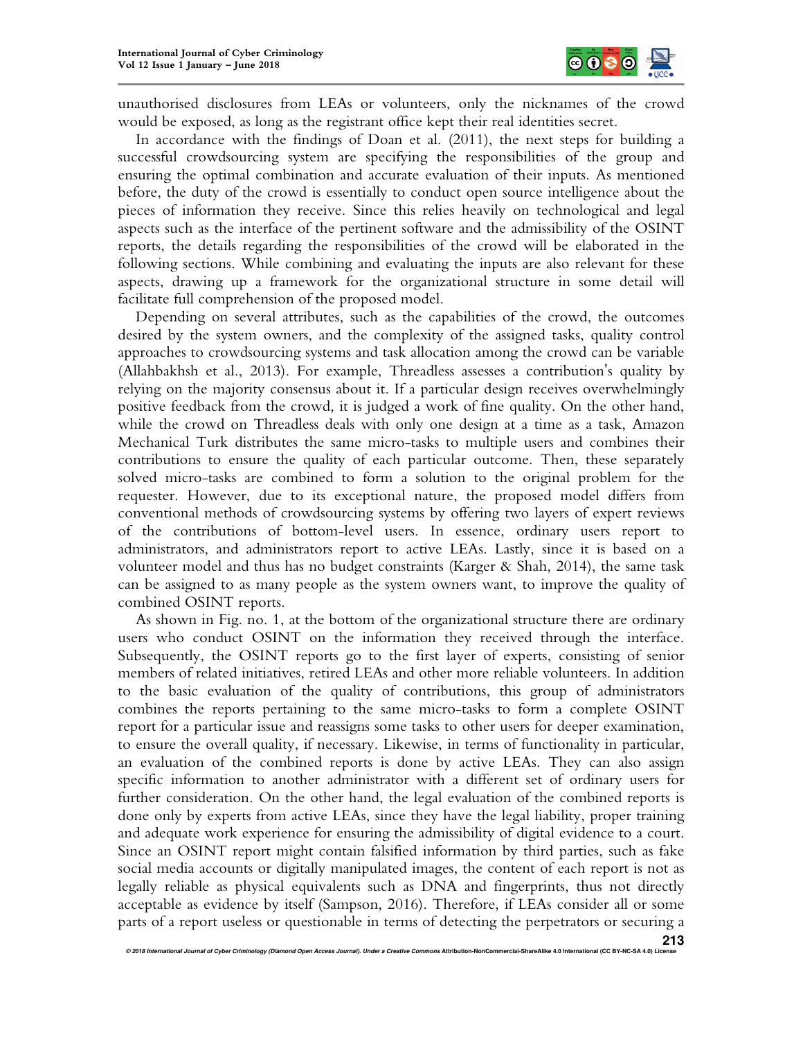unauthorised disclosures from LEAs or volunteers, only the nicknames of the crowd would be exposed, as long as the registrant office kept their real identities secret.

In accordance with the findings of Doan et al. (2011), the next steps for building a successful crowdsourcing system are specifying the responsibilities of the group and ensuring the optimal combination and accurate evaluation of their inputs. As mentioned before, the duty of the crowd is essentially to conduct open source intelligence about the pieces of information they receive. Since this relies heavily on technological and legal aspects such as the interface of the pertinent software and the admissibility of the OSINT reports, the details regarding the responsibilities of the crowd will be elaborated in the following sections. While combining and evaluating the inputs are also relevant for these aspects, drawing up a framework for the organizational structure in some detail will facilitate full comprehension of the proposed model.

Depending on several attributes, such as the capabilities of the crowd, the outcomes desired by the system owners, and the complexity of the assigned tasks, quality control approaches to crowdsourcing systems and task allocation among the crowd can be variable (Allahbakhsh et al., 2013). For example, Threadless assesses a contribution's quality by relying on the majority consensus about it. If a particular design receives overwhelmingly positive feedback from the crowd, it is judged a work of fine quality. On the other hand, while the crowd on Threadless deals with only one design at a time as a task, Amazon Mechanical Turk distributes the same micro-tasks to multiple users and combines their contributions to ensure the quality of each particular outcome. Then, these separately solved micro-tasks are combined to form a solution to the original problem for the requester. However, due to its exceptional nature, the proposed model differs from conventional methods of crowdsourcing systems by offering two layers of expert reviews of the contributions of bottom-level users. In essence, ordinary users report to administrators, and administrators report to active LEAs. Lastly, since it is based on a volunteer model and thus has no budget constraints (Karger & Shah, 2014), the same task can be assigned to as many people as the system owners want, to improve the quality of combined OSINT reports.

As shown in Fig. no. 1, at the bottom of the organizational structure there are ordinary users who conduct OSINT on the information they received through the interface. Subsequently, the OSINT reports go to the first layer of experts, consisting of senior members of related initiatives, retired LEAs and other more reliable volunteers. In addition to the basic evaluation of the quality of contributions, this group of administrators combines the reports pertaining to the same micro-tasks to form a complete OSINT report for a particular issue and reassigns some tasks to other users for deeper examination, to ensure the overall quality, if necessary. Likewise, in terms of functionality in particular, an evaluation of the combined reports is done by active LEAs. They can also assign specific information to another administrator with a different set of ordinary users for further consideration. On the other hand, the legal evaluation of the combined reports is done only by experts from active LEAs, since they have the legal liability, proper training and adequate work experience for ensuring the admissibility of digital evidence to a court. Since an OSINT report might contain falsified information by third parties, such as fake social media accounts or digitally manipulated images, the content of each report is not as legally reliable as physical equivalents such as DNA and fingerprints, thus not directly acceptable as evidence by itself (Sampson, 2016). Therefore, if LEAs consider all or some parts of a report useless or questionable in terms of detecting the perpetrators or securing a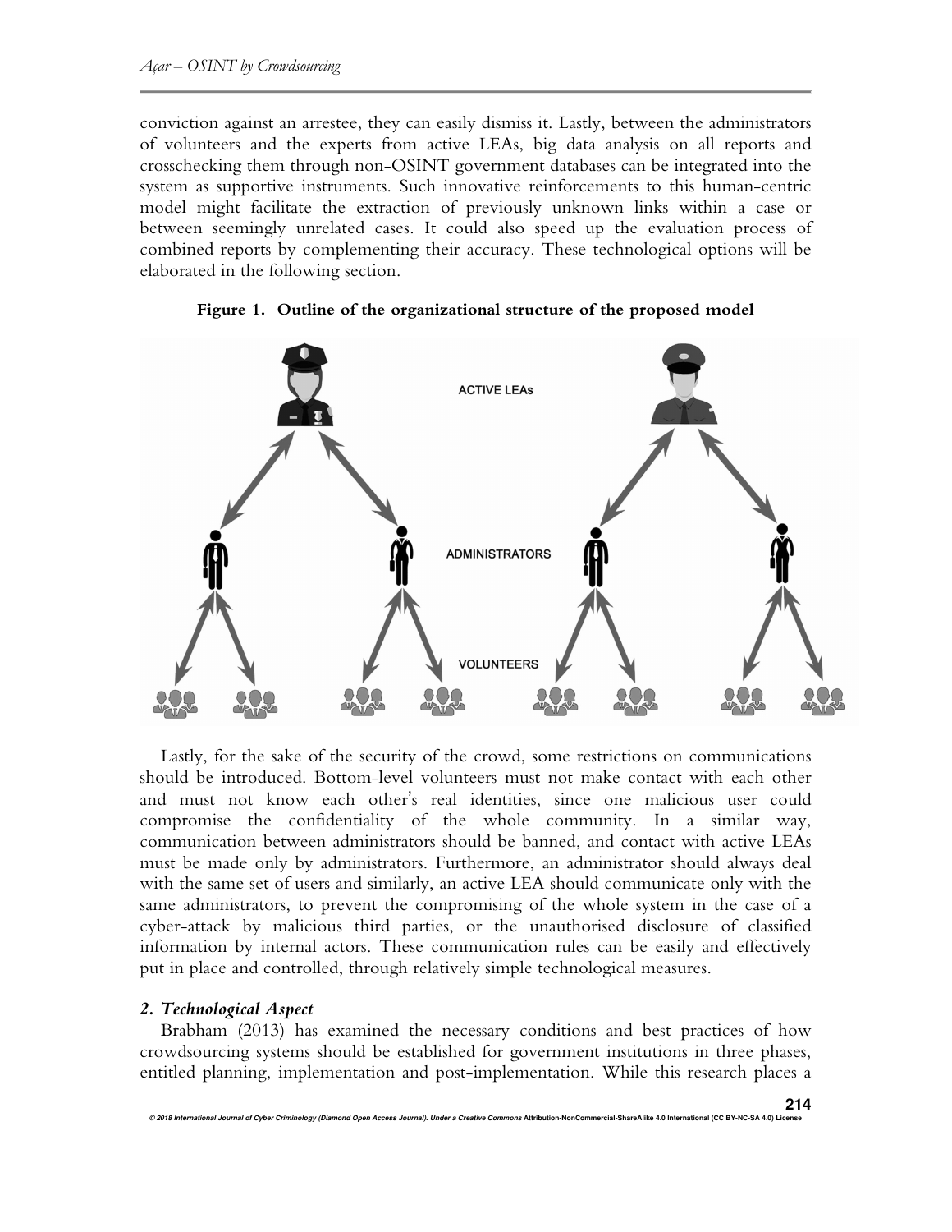conviction against an arrestee, they can easily dismiss it. Lastly, between the administrators of volunteers and the experts from active LEAs, big data analysis on all reports and crosschecking them through non-OSINT government databases can be integrated into the system as supportive instruments. Such innovative reinforcements to this human-centric model might facilitate the extraction of previously unknown links within a case or between seemingly unrelated cases. It could also speed up the evaluation process of combined reports by complementing their accuracy. These technological options will be elaborated in the following section.

**Figure 1. Outline of the organizational structure of the proposed model**

Lastly, for the sake of the security of the crowd, some restrictions on communications should be introduced. Bottom-level volunteers must not make contact with each other and must not know each other's real identities, since one malicious user could compromise the confidentiality of the whole community. In a similar way, communication between administrators should be banned, and contact with active LEAs must be made only by administrators. Furthermore, an administrator should always deal with the same set of users and similarly, an active LEA should communicate only with the same administrators, to prevent the compromising of the whole system in the case of a cyber-attack by malicious third parties, or the unauthorised disclosure of classified information by internal actors. These communication rules can be easily and effectively put in place and controlled, through relatively simple technological measures.

### *2. Technological Aspect*

Brabham (2013) has examined the necessary conditions and best practices of how crowdsourcing systems should be established for government institutions in three phases, entitled planning, implementation and post-implementation. While this research places a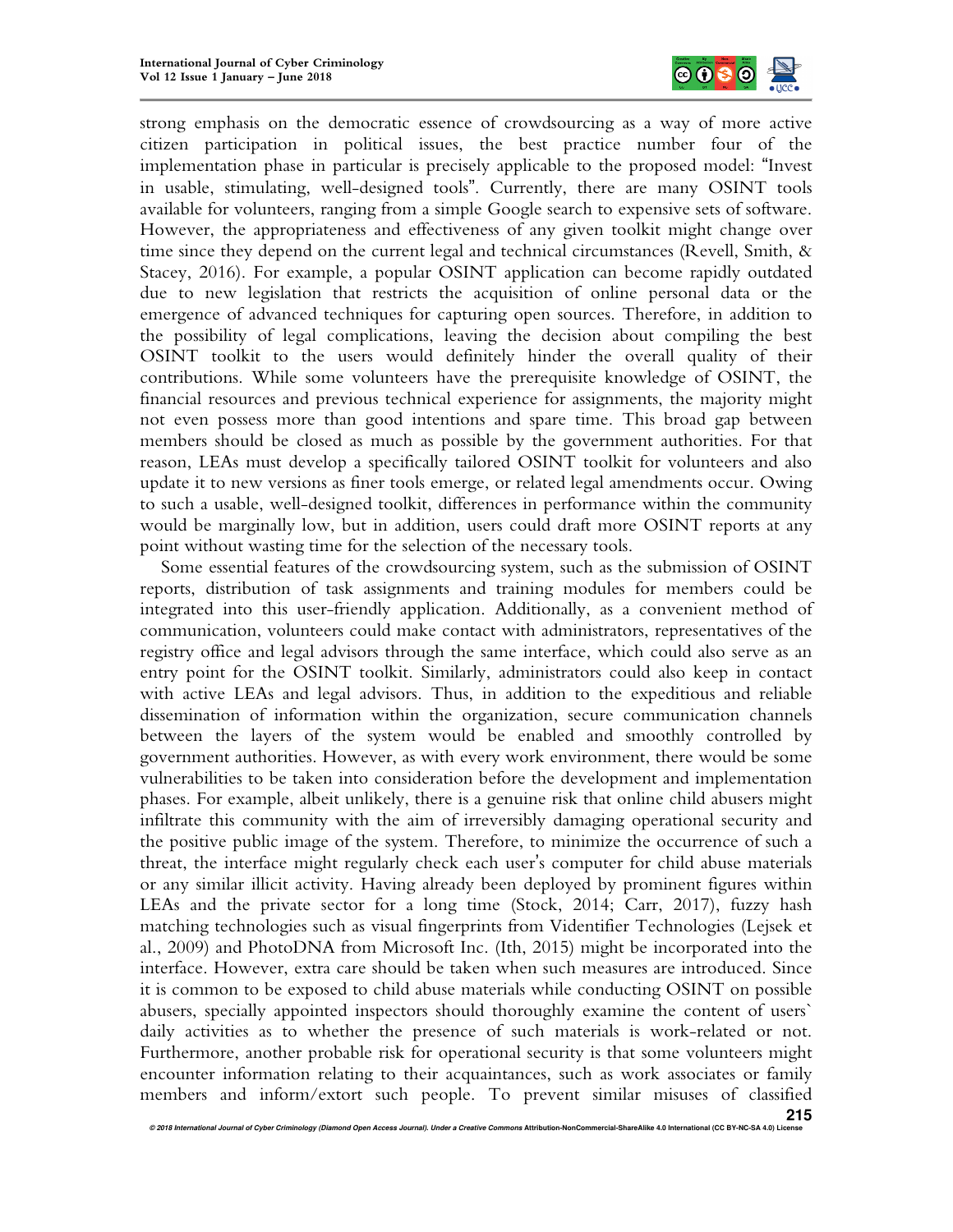strong emphasis on the democratic essence of crowdsourcing as a way of more active citizen participation in political issues, the best practice number four of the implementation phase in particular is precisely applicable to the proposed model: "Invest in usable, stimulating, well-designed tools". Currently, there are many OSINT tools available for volunteers, ranging from a simple Google search to expensive sets of software. However, the appropriateness and effectiveness of any given toolkit might change over time since they depend on the current legal and technical circumstances (Revell, Smith, & Stacey, 2016). For example, a popular OSINT application can become rapidly outdated due to new legislation that restricts the acquisition of online personal data or the emergence of advanced techniques for capturing open sources. Therefore, in addition to the possibility of legal complications, leaving the decision about compiling the best OSINT toolkit to the users would definitely hinder the overall quality of their contributions. While some volunteers have the prerequisite knowledge of OSINT, the financial resources and previous technical experience for assignments, the majority might not even possess more than good intentions and spare time. This broad gap between members should be closed as much as possible by the government authorities. For that reason, LEAs must develop a specifically tailored OSINT toolkit for volunteers and also update it to new versions as finer tools emerge, or related legal amendments occur. Owing to such a usable, well-designed toolkit, differences in performance within the community would be marginally low, but in addition, users could draft more OSINT reports at any point without wasting time for the selection of the necessary tools.

Some essential features of the crowdsourcing system, such as the submission of OSINT reports, distribution of task assignments and training modules for members could be integrated into this user-friendly application. Additionally, as a convenient method of communication, volunteers could make contact with administrators, representatives of the registry office and legal advisors through the same interface, which could also serve as an entry point for the OSINT toolkit. Similarly, administrators could also keep in contact with active LEAs and legal advisors. Thus, in addition to the expeditious and reliable dissemination of information within the organization, secure communication channels between the layers of the system would be enabled and smoothly controlled by government authorities. However, as with every work environment, there would be some vulnerabilities to be taken into consideration before the development and implementation phases. For example, albeit unlikely, there is a genuine risk that online child abusers might infiltrate this community with the aim of irreversibly damaging operational security and the positive public image of the system. Therefore, to minimize the occurrence of such a threat, the interface might regularly check each user's computer for child abuse materials or any similar illicit activity. Having already been deployed by prominent figures within LEAs and the private sector for a long time (Stock, 2014; Carr, 2017), fuzzy hash matching technologies such as visual fingerprints from Videntifier Technologies (Lejsek et al., 2009) and PhotoDNA from Microsoft Inc. (Ith, 2015) might be incorporated into the interface. However, extra care should be taken when such measures are introduced. Since it is common to be exposed to child abuse materials while conducting OSINT on possible abusers, specially appointed inspectors should thoroughly examine the content of users` daily activities as to whether the presence of such materials is work-related or not. Furthermore, another probable risk for operational security is that some volunteers might encounter information relating to their acquaintances, such as work associates or family members and inform/extort such people. To prevent similar misuses of classified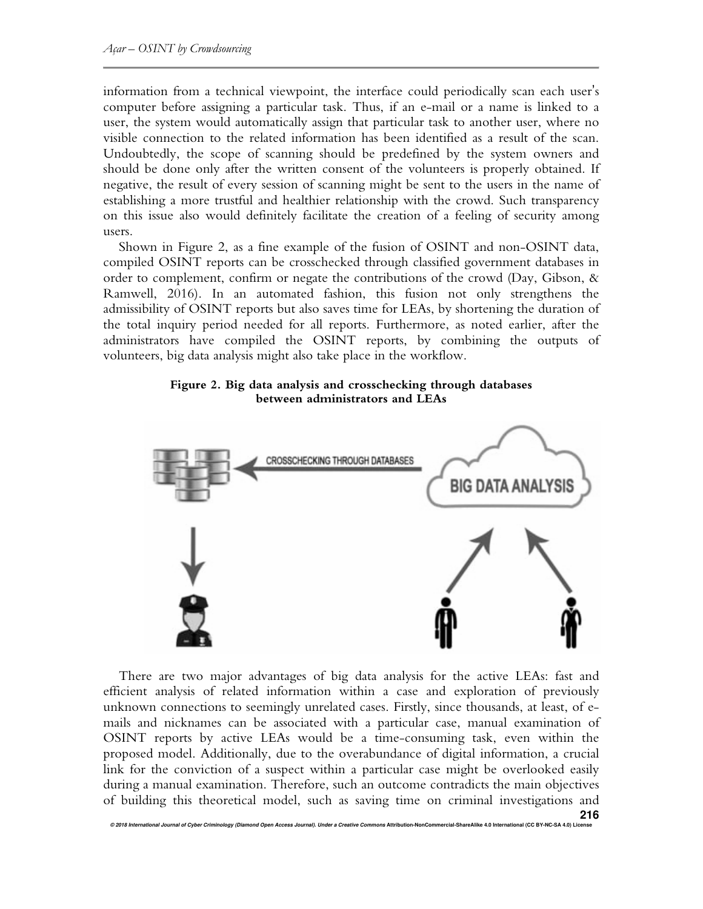information from a technical viewpoint, the interface could periodically scan each user's computer before assigning a particular task. Thus, if an e-mail or a name is linked to a user, the system would automatically assign that particular task to another user, where no visible connection to the related information has been identified as a result of the scan. Undoubtedly, the scope of scanning should be predefined by the system owners and should be done only after the written consent of the volunteers is properly obtained. If negative, the result of every session of scanning might be sent to the users in the name of establishing a more trustful and healthier relationship with the crowd. Such transparency on this issue also would definitely facilitate the creation of a feeling of security among users.

Shown in Figure 2, as a fine example of the fusion of OSINT and non-OSINT data, compiled OSINT reports can be crosschecked through classified government databases in order to complement, confirm or negate the contributions of the crowd (Day, Gibson, & Ramwell, 2016). In an automated fashion, this fusion not only strengthens the admissibility of OSINT reports but also saves time for LEAs, by shortening the duration of the total inquiry period needed for all reports. Furthermore, as noted earlier, after the administrators have compiled the OSINT reports, by combining the outputs of volunteers, big data analysis might also take place in the workflow.

**Figure 2. Big data analysis and crosschecking through databases between administrators and LEAs**

There are two major advantages of big data analysis for the active LEAs: fast and efficient analysis of related information within a case and exploration of previously unknown connections to seemingly unrelated cases. Firstly, since thousands, at least, of e-mails and nicknames can be associated with a particular case, manual examination of OSINT reports by active LEAs would be a time-consuming task, even within the proposed model. Additionally, due to the overabundance of digital information, a crucial link for the conviction of a suspect within a particular case might be overlooked easily during a manual examination. Therefore, such an outcome contradicts the main objectives of building this theoretical model, such as saving time on criminal investigations and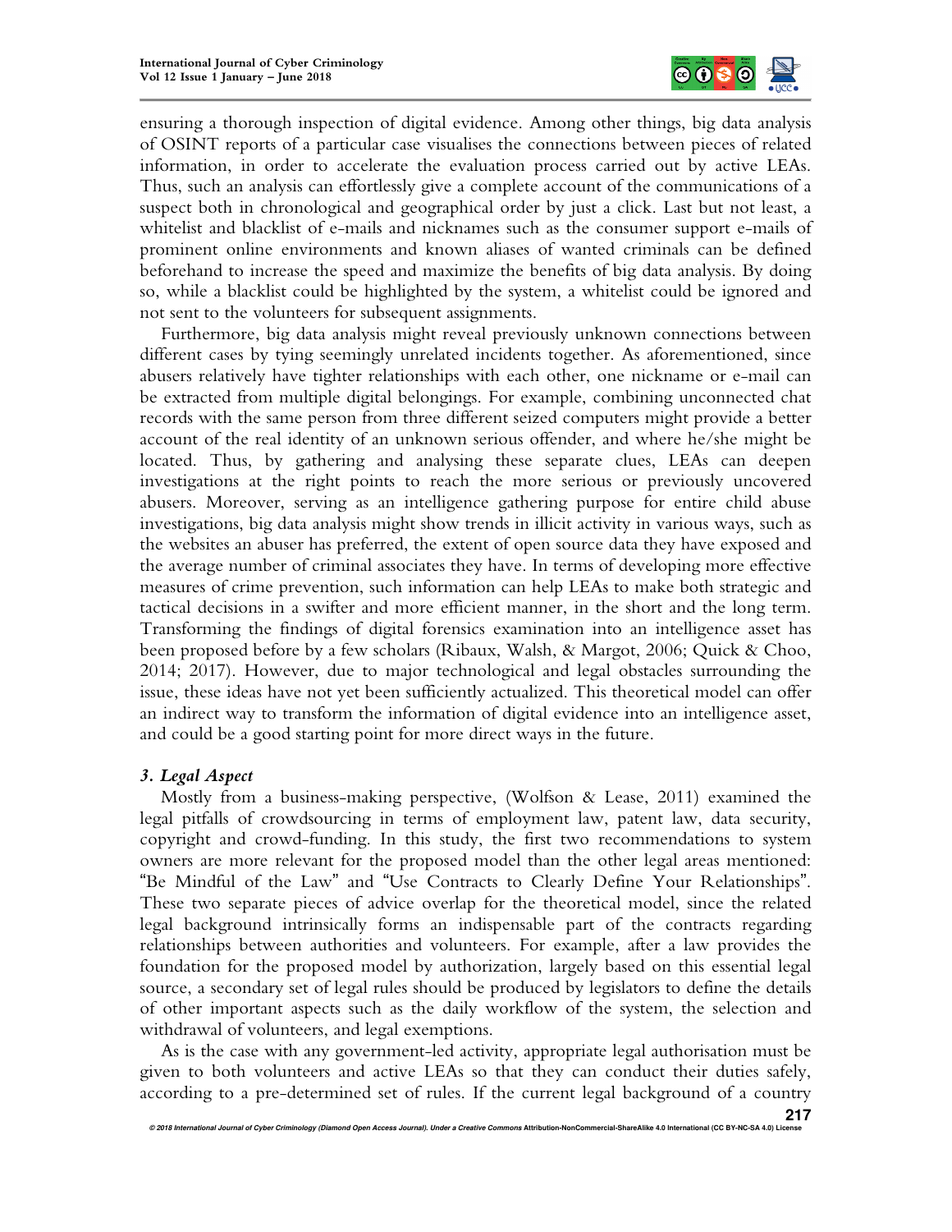ensuring a thorough inspection of digital evidence. Among other things, big data analysis of OSINT reports of a particular case visualises the connections between pieces of related information, in order to accelerate the evaluation process carried out by active LEAs. Thus, such an analysis can effortlessly give a complete account of the communications of a suspect both in chronological and geographical order by just a click. Last but not least, a whitelist and blacklist of e-mails and nicknames such as the consumer support e-mails of prominent online environments and known aliases of wanted criminals can be defined beforehand to increase the speed and maximize the benefits of big data analysis. By doing so, while a blacklist could be highlighted by the system, a whitelist could be ignored and not sent to the volunteers for subsequent assignments.

Furthermore, big data analysis might reveal previously unknown connections between different cases by tying seemingly unrelated incidents together. As aforementioned, since abusers relatively have tighter relationships with each other, one nickname or e-mail can be extracted from multiple digital belongings. For example, combining unconnected chat records with the same person from three different seized computers might provide a better account of the real identity of an unknown serious offender, and where he/she might be located. Thus, by gathering and analysing these separate clues, LEAs can deepen investigations at the right points to reach the more serious or previously uncovered abusers. Moreover, serving as an intelligence gathering purpose for entire child abuse investigations, big data analysis might show trends in illicit activity in various ways, such as the websites an abuser has preferred, the extent of open source data they have exposed and the average number of criminal associates they have. In terms of developing more effective measures of crime prevention, such information can help LEAs to make both strategic and tactical decisions in a swifter and more efficient manner, in the short and the long term. Transforming the findings of digital forensics examination into an intelligence asset has been proposed before by a few scholars (Ribaux, Walsh, & Margot, 2006; Quick & Choo, 2014; 2017). However, due to major technological and legal obstacles surrounding the issue, these ideas have not yet been sufficiently actualized. This theoretical model can offer an indirect way to transform the information of digital evidence into an intelligence asset, and could be a good starting point for more direct ways in the future.

### *3. Legal Aspect*

Mostly from a business-making perspective, (Wolfson & Lease, 2011) examined the legal pitfalls of crowdsourcing in terms of employment law, patent law, data security, copyright and crowd-funding. In this study, the first two recommendations to system owners are more relevant for the proposed model than the other legal areas mentioned: "Be Mindful of the Law" and "Use Contracts to Clearly Define Your Relationships". These two separate pieces of advice overlap for the theoretical model, since the related legal background intrinsically forms an indispensable part of the contracts regarding relationships between authorities and volunteers. For example, after a law provides the foundation for the proposed model by authorization, largely based on this essential legal source, a secondary set of legal rules should be produced by legislators to define the details of other important aspects such as the daily workflow of the system, the selection and withdrawal of volunteers, and legal exemptions.

As is the case with any government-led activity, appropriate legal authorisation must be given to both volunteers and active LEAs so that they can conduct their duties safely, according to a pre-determined set of rules. If the current legal background of a country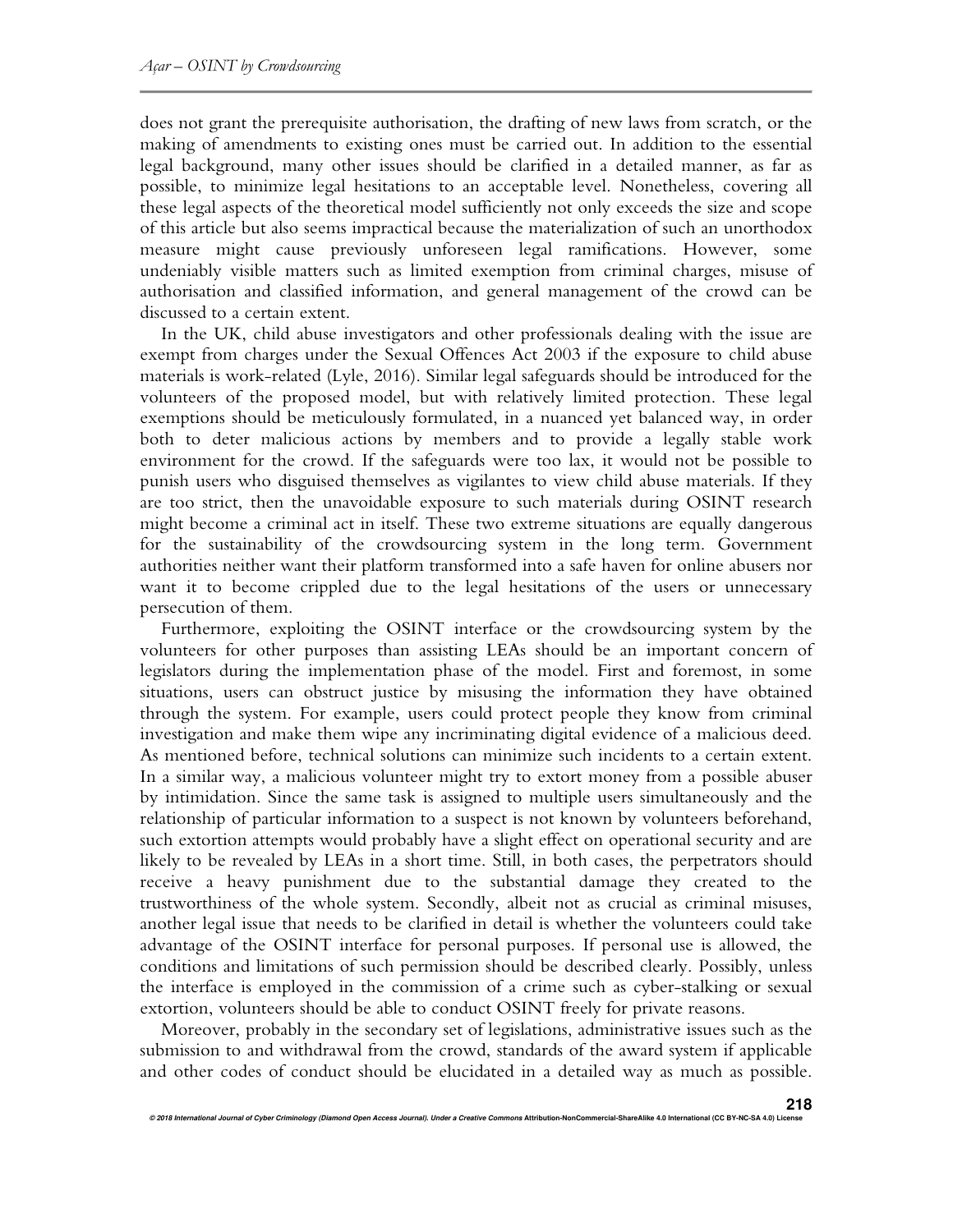does not grant the prerequisite authorisation, the drafting of new laws from scratch, or the making of amendments to existing ones must be carried out. In addition to the essential legal background, many other issues should be clarified in a detailed manner, as far as possible, to minimize legal hesitations to an acceptable level. Nonetheless, covering all these legal aspects of the theoretical model sufficiently not only exceeds the size and scope of this article but also seems impractical because the materialization of such an unorthodox measure might cause previously unforeseen legal ramifications. However, some undeniably visible matters such as limited exemption from criminal charges, misuse of authorisation and classified information, and general management of the crowd can be discussed to a certain extent.

In the UK, child abuse investigators and other professionals dealing with the issue are exempt from charges under the Sexual Offences Act 2003 if the exposure to child abuse materials is work-related (Lyle, 2016). Similar legal safeguards should be introduced for the volunteers of the proposed model, but with relatively limited protection. These legal exemptions should be meticulously formulated, in a nuanced yet balanced way, in order both to deter malicious actions by members and to provide a legally stable work environment for the crowd. If the safeguards were too lax, it would not be possible to punish users who disguised themselves as vigilantes to view child abuse materials. If they are too strict, then the unavoidable exposure to such materials during OSINT research might become a criminal act in itself. These two extreme situations are equally dangerous for the sustainability of the crowdsourcing system in the long term. Government authorities neither want their platform transformed into a safe haven for online abusers nor want it to become crippled due to the legal hesitations of the users or unnecessary persecution of them.

Furthermore, exploiting the OSINT interface or the crowdsourcing system by the volunteers for other purposes than assisting LEAs should be an important concern of legislators during the implementation phase of the model. First and foremost, in some situations, users can obstruct justice by misusing the information they have obtained through the system. For example, users could protect people they know from criminal investigation and make them wipe any incriminating digital evidence of a malicious deed. As mentioned before, technical solutions can minimize such incidents to a certain extent. In a similar way, a malicious volunteer might try to extort money from a possible abuser by intimidation. Since the same task is assigned to multiple users simultaneously and the relationship of particular information to a suspect is not known by volunteers beforehand, such extortion attempts would probably have a slight effect on operational security and are likely to be revealed by LEAs in a short time. Still, in both cases, the perpetrators should receive a heavy punishment due to the substantial damage they created to the trustworthiness of the whole system. Secondly, albeit not as crucial as criminal misuses, another legal issue that needs to be clarified in detail is whether the volunteers could take advantage of the OSINT interface for personal purposes. If personal use is allowed, the conditions and limitations of such permission should be described clearly. Possibly, unless the interface is employed in the commission of a crime such as cyber-stalking or sexual extortion, volunteers should be able to conduct OSINT freely for private reasons.

Moreover, probably in the secondary set of legislations, administrative issues such as the submission to and withdrawal from the crowd, standards of the award system if applicable and other codes of conduct should be elucidated in a detailed way as much as possible.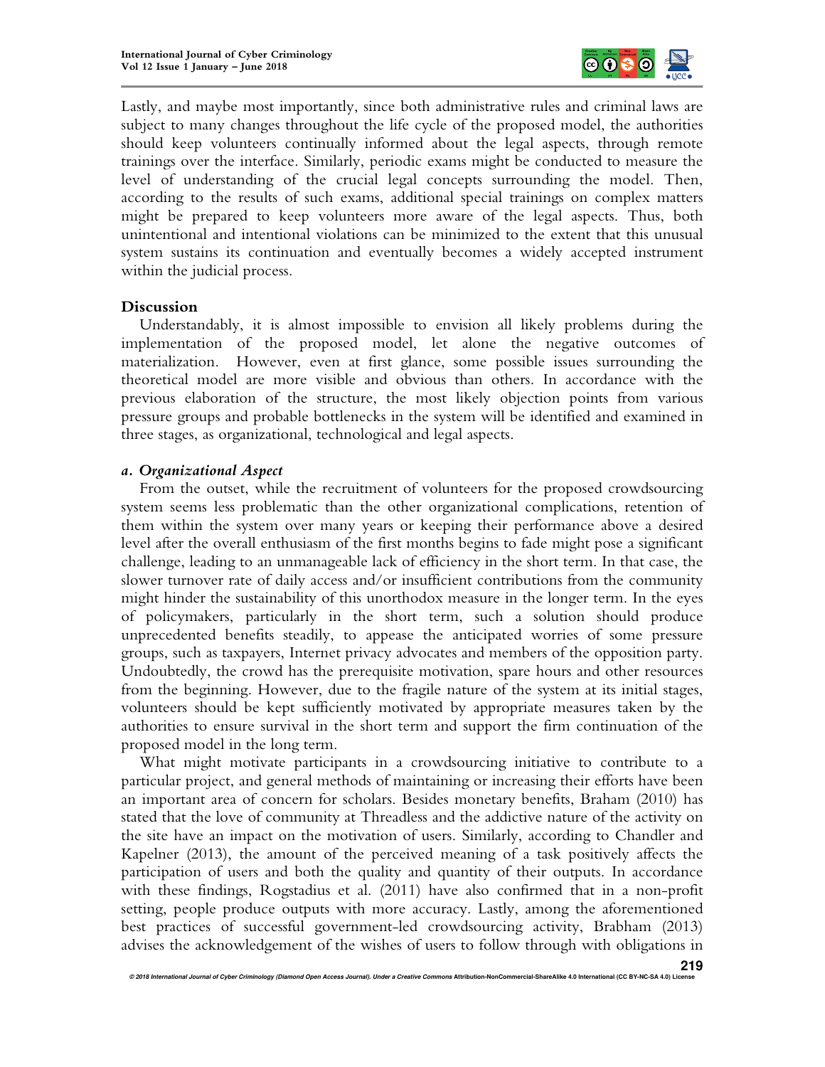Lastly, and maybe most importantly, since both administrative rules and criminal laws are subject to many changes throughout the life cycle of the proposed model, the authorities should keep volunteers continually informed about the legal aspects, through remote trainings over the interface. Similarly, periodic exams might be conducted to measure the level of understanding of the crucial legal concepts surrounding the model. Then, according to the results of such exams, additional special trainings on complex matters might be prepared to keep volunteers more aware of the legal aspects. Thus, both unintentional and intentional violations can be minimized to the extent that this unusual system sustains its continuation and eventually becomes a widely accepted instrument within the judicial process.

## Discussion

Understandably, it is almost impossible to envision all likely problems during the implementation of the proposed model, let alone the negative outcomes of materialization. However, even at first glance, some possible issues surrounding the theoretical model are more visible and obvious than others. In accordance with the previous elaboration of the structure, the most likely objection points from various pressure groups and probable bottlenecks in the system will be identified and examined in three stages, as organizational, technological and legal aspects.

### *a. Organizational Aspect*

From the outset, while the recruitment of volunteers for the proposed crowdsourcing system seems less problematic than the other organizational complications, retention of them within the system over many years or keeping their performance above a desired level after the overall enthusiasm of the first months begins to fade might pose a significant challenge, leading to an unmanageable lack of efficiency in the short term. In that case, the slower turnover rate of daily access and/or insufficient contributions from the community might hinder the sustainability of this unorthodox measure in the longer term. In the eyes of policymakers, particularly in the short term, such a solution should produce unprecedented benefits steadily, to appease the anticipated worries of some pressure groups, such as taxpayers, Internet privacy advocates and members of the opposition party. Undoubtedly, the crowd has the prerequisite motivation, spare hours and other resources from the beginning. However, due to the fragile nature of the system at its initial stages, volunteers should be kept sufficiently motivated by appropriate measures taken by the authorities to ensure survival in the short term and support the firm continuation of the proposed model in the long term.

What might motivate participants in a crowdsourcing initiative to contribute to a particular project, and general methods of maintaining or increasing their efforts have been an important area of concern for scholars. Besides monetary benefits, Braham (2010) has stated that the love of community at Threadless and the addictive nature of the activity on the site have an impact on the motivation of users. Similarly, according to Chandler and Kapelner (2013), the amount of the perceived meaning of a task positively affects the participation of users and both the quality and quantity of their outputs. In accordance with these findings, Rogstadius et al. (2011) have also confirmed that in a non-profit setting, people produce outputs with more accuracy. Lastly, among the aforementioned best practices of successful government-led crowdsourcing activity, Brabham (2013) advises the acknowledgement of the wishes of users to follow through with obligations in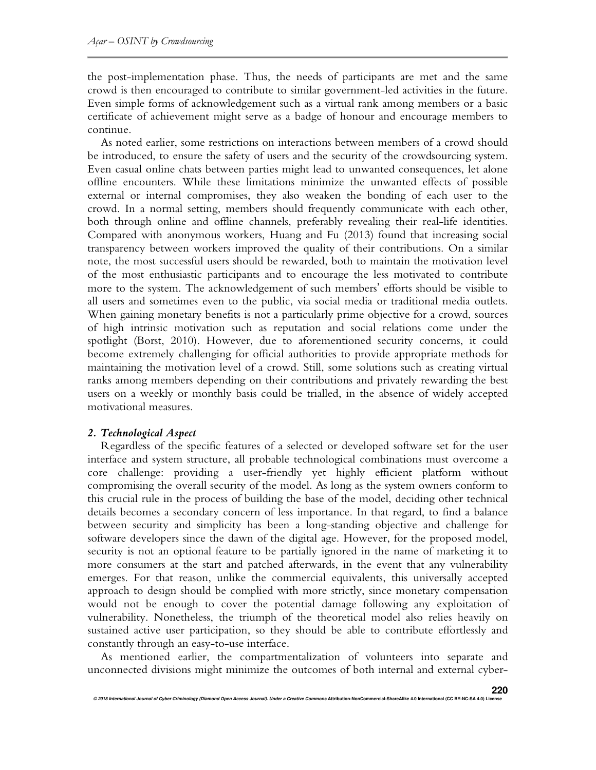the post-implementation phase. Thus, the needs of participants are met and the same crowd is then encouraged to contribute to similar government-led activities in the future. Even simple forms of acknowledgement such as a virtual rank among members or a basic certificate of achievement might serve as a badge of honour and encourage members to continue.

As noted earlier, some restrictions on interactions between members of a crowd should be introduced, to ensure the safety of users and the security of the crowdsourcing system. Even casual online chats between parties might lead to unwanted consequences, let alone offline encounters. While these limitations minimize the unwanted effects of possible external or internal compromises, they also weaken the bonding of each user to the crowd. In a normal setting, members should frequently communicate with each other, both through online and offline channels, preferably revealing their real-life identities. Compared with anonymous workers, Huang and Fu (2013) found that increasing social transparency between workers improved the quality of their contributions. On a similar note, the most successful users should be rewarded, both to maintain the motivation level of the most enthusiastic participants and to encourage the less motivated to contribute more to the system. The acknowledgement of such members' efforts should be visible to all users and sometimes even to the public, via social media or traditional media outlets. When gaining monetary benefits is not a particularly prime objective for a crowd, sources of high intrinsic motivation such as reputation and social relations come under the spotlight (Borst, 2010). However, due to aforementioned security concerns, it could become extremely challenging for official authorities to provide appropriate methods for maintaining the motivation level of a crowd. Still, some solutions such as creating virtual ranks among members depending on their contributions and privately rewarding the best users on a weekly or monthly basis could be trialled, in the absence of widely accepted motivational measures.

### *2. Technological Aspect*

Regardless of the specific features of a selected or developed software set for the user interface and system structure, all probable technological combinations must overcome a core challenge: providing a user-friendly yet highly efficient platform without compromising the overall security of the model. As long as the system owners conform to this crucial rule in the process of building the base of the model, deciding other technical details becomes a secondary concern of less importance. In that regard, to find a balance between security and simplicity has been a long-standing objective and challenge for software developers since the dawn of the digital age. However, for the proposed model, security is not an optional feature to be partially ignored in the name of marketing it to more consumers at the start and patched afterwards, in the event that any vulnerability emerges. For that reason, unlike the commercial equivalents, this universally accepted approach to design should be complied with more strictly, since monetary compensation would not be enough to cover the potential damage following any exploitation of vulnerability. Nonetheless, the triumph of the theoretical model also relies heavily on sustained active user participation, so they should be able to contribute effortlessly and constantly through an easy-to-use interface.

As mentioned earlier, the compartmentalization of volunteers into separate and unconnected divisions might minimize the outcomes of both internal and external cyber-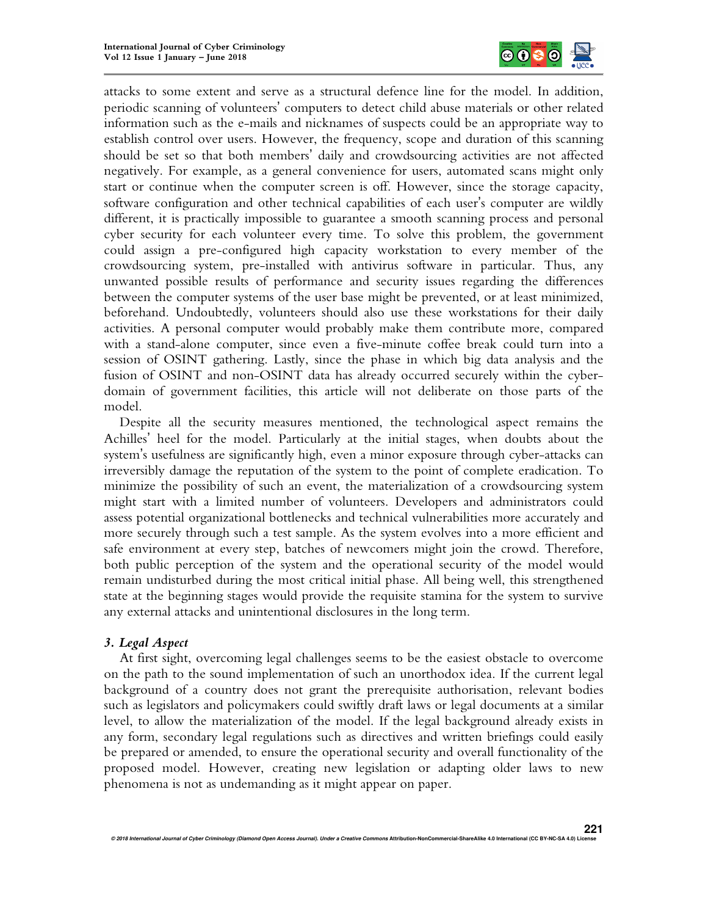attacks to some extent and serve as a structural defence line for the model. In addition, periodic scanning of volunteers' computers to detect child abuse materials or other related information such as the e-mails and nicknames of suspects could be an appropriate way to establish control over users. However, the frequency, scope and duration of this scanning should be set so that both members' daily and crowdsourcing activities are not affected negatively. For example, as a general convenience for users, automated scans might only start or continue when the computer screen is off. However, since the storage capacity, software configuration and other technical capabilities of each user's computer are wildly different, it is practically impossible to guarantee a smooth scanning process and personal cyber security for each volunteer every time. To solve this problem, the government could assign a pre-configured high capacity workstation to every member of the crowdsourcing system, pre-installed with antivirus software in particular. Thus, any unwanted possible results of performance and security issues regarding the differences between the computer systems of the user base might be prevented, or at least minimized, beforehand. Undoubtedly, volunteers should also use these workstations for their daily activities. A personal computer would probably make them contribute more, compared with a stand-alone computer, since even a five-minute coffee break could turn into a session of OSINT gathering. Lastly, since the phase in which big data analysis and the fusion of OSINT and non-OSINT data has already occurred securely within the cyber-domain of government facilities, this article will not deliberate on those parts of the model.

Despite all the security measures mentioned, the technological aspect remains the Achilles' heel for the model. Particularly at the initial stages, when doubts about the system's usefulness are significantly high, even a minor exposure through cyber-attacks can irreversibly damage the reputation of the system to the point of complete eradication. To minimize the possibility of such an event, the materialization of a crowdsourcing system might start with a limited number of volunteers. Developers and administrators could assess potential organizational bottlenecks and technical vulnerabilities more accurately and more securely through such a test sample. As the system evolves into a more efficient and safe environment at every step, batches of newcomers might join the crowd. Therefore, both public perception of the system and the operational security of the model would remain undisturbed during the most critical initial phase. All being well, this strengthened state at the beginning stages would provide the requisite stamina for the system to survive any external attacks and unintentional disclosures in the long term.

### *3. Legal Aspect*

At first sight, overcoming legal challenges seems to be the easiest obstacle to overcome on the path to the sound implementation of such an unorthodox idea. If the current legal background of a country does not grant the prerequisite authorisation, relevant bodies such as legislators and policymakers could swiftly draft laws or legal documents at a similar level, to allow the materialization of the model. If the legal background already exists in any form, secondary legal regulations such as directives and written briefings could easily be prepared or amended, to ensure the operational security and overall functionality of the proposed model. However, creating new legislation or adapting older laws to new phenomena is not as undemanding as it might appear on paper.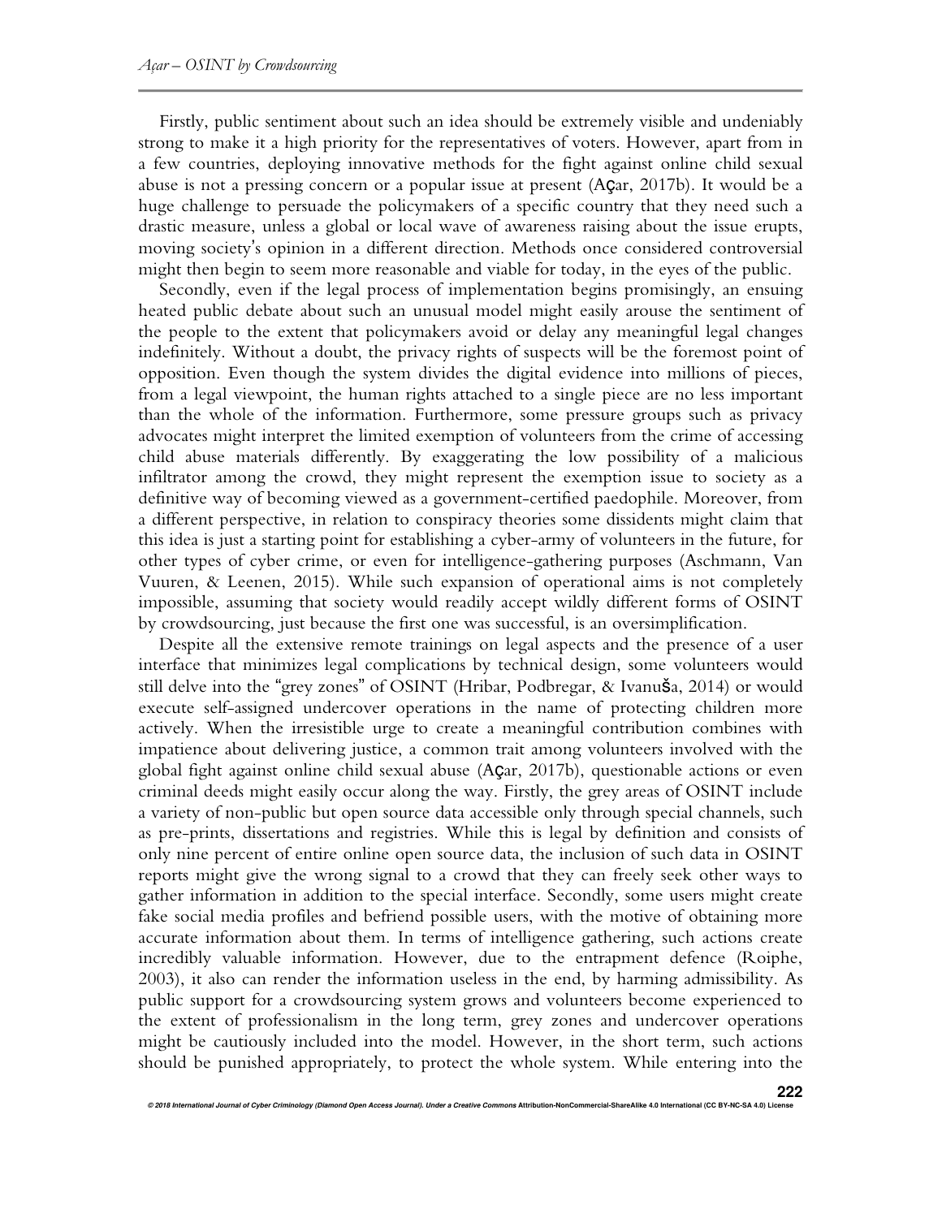Firstly, public sentiment about such an idea should be extremely visible and undeniably strong to make it a high priority for the representatives of voters. However, apart from in a few countries, deploying innovative methods for the fight against online child sexual abuse is not a pressing concern or a popular issue at present (Açar, 2017b). It would be a huge challenge to persuade the policymakers of a specific country that they need such a drastic measure, unless a global or local wave of awareness raising about the issue erupts, moving society's opinion in a different direction. Methods once considered controversial might then begin to seem more reasonable and viable for today, in the eyes of the public.

Secondly, even if the legal process of implementation begins promisingly, an ensuing heated public debate about such an unusual model might easily arouse the sentiment of the people to the extent that policymakers avoid or delay any meaningful legal changes indefinitely. Without a doubt, the privacy rights of suspects will be the foremost point of opposition. Even though the system divides the digital evidence into millions of pieces, from a legal viewpoint, the human rights attached to a single piece are no less important than the whole of the information. Furthermore, some pressure groups such as privacy advocates might interpret the limited exemption of volunteers from the crime of accessing child abuse materials differently. By exaggerating the low possibility of a malicious infiltrator among the crowd, they might represent the exemption issue to society as a definitive way of becoming viewed as a government-certified paedophile. Moreover, from a different perspective, in relation to conspiracy theories some dissidents might claim that this idea is just a starting point for establishing a cyber-army of volunteers in the future, for other types of cyber crime, or even for intelligence-gathering purposes (Aschmann, Van Vuuren, & Leenen, 2015). While such expansion of operational aims is not completely impossible, assuming that society would readily accept wildly different forms of OSINT by crowdsourcing, just because the first one was successful, is an oversimplification.

Despite all the extensive remote trainings on legal aspects and the presence of a user interface that minimizes legal complications by technical design, some volunteers would still delve into the "grey zones" of OSINT (Hribar, Podbregar, & Ivanuša, 2014) or would execute self-assigned undercover operations in the name of protecting children more actively. When the irresistible urge to create a meaningful contribution combines with impatience about delivering justice, a common trait among volunteers involved with the global fight against online child sexual abuse (Açar, 2017b), questionable actions or even criminal deeds might easily occur along the way. Firstly, the grey areas of OSINT include a variety of non-public but open source data accessible only through special channels, such as pre-prints, dissertations and registries. While this is legal by definition and consists of only nine percent of entire online open source data, the inclusion of such data in OSINT reports might give the wrong signal to a crowd that they can freely seek other ways to gather information in addition to the special interface. Secondly, some users might create fake social media profiles and befriend possible users, with the motive of obtaining more accurate information about them. In terms of intelligence gathering, such actions create incredibly valuable information. However, due to the entrapment defence (Roiphe, 2003), it also can render the information useless in the end, by harming admissibility. As public support for a crowdsourcing system grows and volunteers become experienced to the extent of professionalism in the long term, grey zones and undercover operations might be cautiously included into the model. However, in the short term, such actions should be punished appropriately, to protect the whole system. While entering into the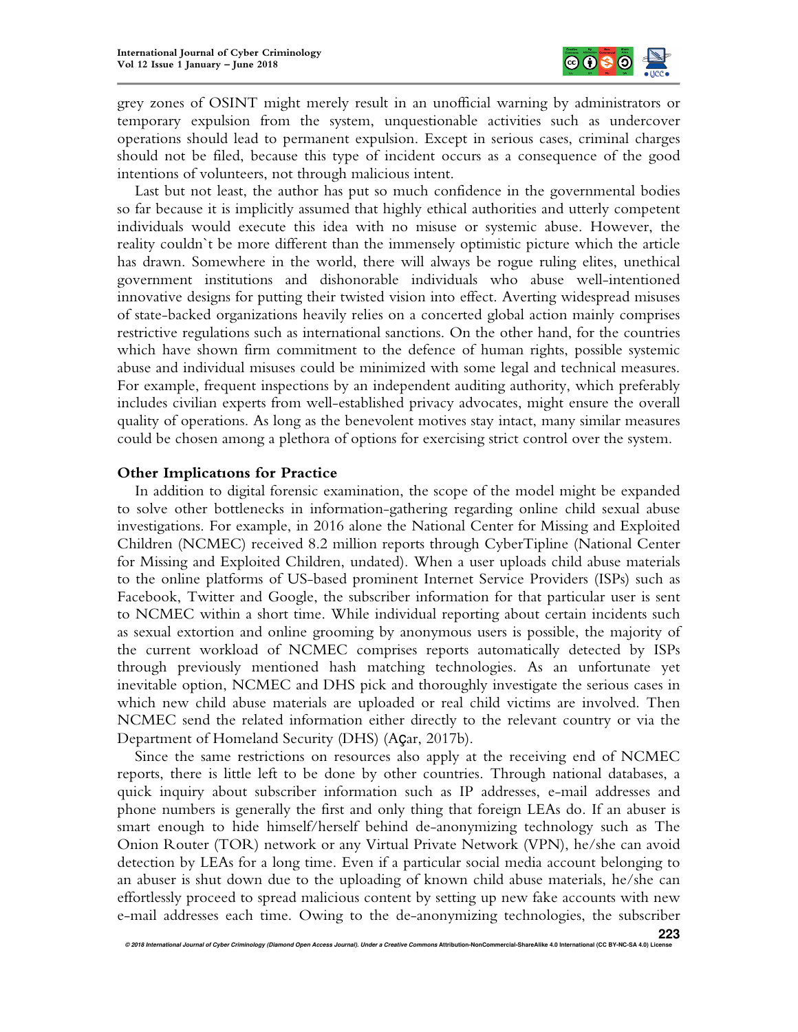grey zones of OSINT might merely result in an unofficial warning by administrators or temporary expulsion from the system, unquestionable activities such as undercover operations should lead to permanent expulsion. Except in serious cases, criminal charges should not be filed, because this type of incident occurs as a consequence of the good intentions of volunteers, not through malicious intent.

Last but not least, the author has put so much confidence in the governmental bodies so far because it is implicitly assumed that highly ethical authorities and utterly competent individuals would execute this idea with no misuse or systemic abuse. However, the reality couldn`t be more different than the immensely optimistic picture which the article has drawn. Somewhere in the world, there will always be rogue ruling elites, unethical government institutions and dishonorable individuals who abuse well-intentioned innovative designs for putting their twisted vision into effect. Averting widespread misuses of state-backed organizations heavily relies on a concerted global action mainly comprises restrictive regulations such as international sanctions. On the other hand, for the countries which have shown firm commitment to the defence of human rights, possible systemic abuse and individual misuses could be minimized with some legal and technical measures. For example, frequent inspections by an independent auditing authority, which preferably includes civilian experts from well-established privacy advocates, might ensure the overall quality of operations. As long as the benevolent motives stay intact, many similar measures could be chosen among a plethora of options for exercising strict control over the system.

### Other Implicatıons for Practice

In addition to digital forensic examination, the scope of the model might be expanded to solve other bottlenecks in information-gathering regarding online child sexual abuse investigations. For example, in 2016 alone the National Center for Missing and Exploited Children (NCMEC) received 8.2 million reports through CyberTipline (National Center for Missing and Exploited Children, undated). When a user uploads child abuse materials to the online platforms of US-based prominent Internet Service Providers (ISPs) such as Facebook, Twitter and Google, the subscriber information for that particular user is sent to NCMEC within a short time. While individual reporting about certain incidents such as sexual extortion and online grooming by anonymous users is possible, the majority of the current workload of NCMEC comprises reports automatically detected by ISPs through previously mentioned hash matching technologies. As an unfortunate yet inevitable option, NCMEC and DHS pick and thoroughly investigate the serious cases in which new child abuse materials are uploaded or real child victims are involved. Then NCMEC send the related information either directly to the relevant country or via the Department of Homeland Security (DHS) (Açar, 2017b).

Since the same restrictions on resources also apply at the receiving end of NCMEC reports, there is little left to be done by other countries. Through national databases, a quick inquiry about subscriber information such as IP addresses, e-mail addresses and phone numbers is generally the first and only thing that foreign LEAs do. If an abuser is smart enough to hide himself/herself behind de-anonymizing technology such as The Onion Router (TOR) network or any Virtual Private Network (VPN), he/she can avoid detection by LEAs for a long time. Even if a particular social media account belonging to an abuser is shut down due to the uploading of known child abuse materials, he/she can effortlessly proceed to spread malicious content by setting up new fake accounts with new e-mail addresses each time. Owing to the de-anonymizing technologies, the subscriber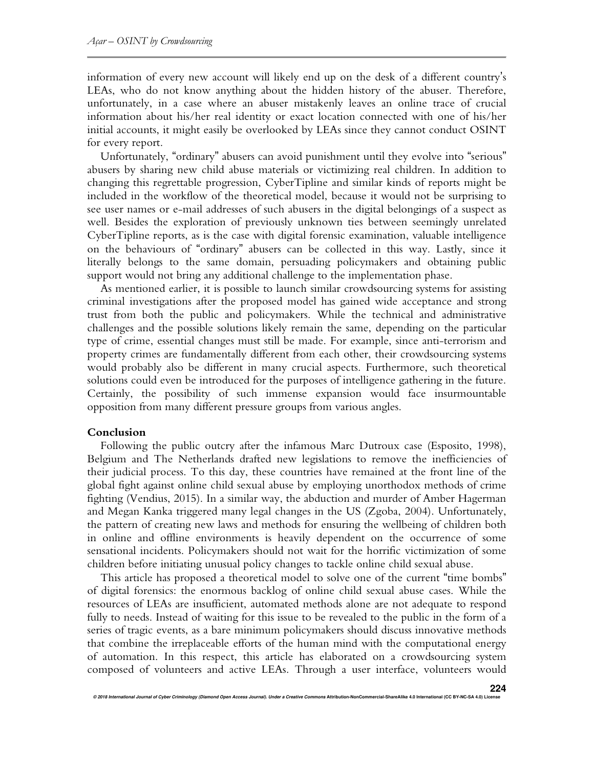information of every new account will likely end up on the desk of a different country's LEAs, who do not know anything about the hidden history of the abuser. Therefore, unfortunately, in a case where an abuser mistakenly leaves an online trace of crucial information about his/her real identity or exact location connected with one of his/her initial accounts, it might easily be overlooked by LEAs since they cannot conduct OSINT for every report.

Unfortunately, "ordinary" abusers can avoid punishment until they evolve into "serious" abusers by sharing new child abuse materials or victimizing real children. In addition to changing this regrettable progression, CyberTipline and similar kinds of reports might be included in the workflow of the theoretical model, because it would not be surprising to see user names or e-mail addresses of such abusers in the digital belongings of a suspect as well. Besides the exploration of previously unknown ties between seemingly unrelated CyberTipline reports, as is the case with digital forensic examination, valuable intelligence on the behaviours of "ordinary" abusers can be collected in this way. Lastly, since it literally belongs to the same domain, persuading policymakers and obtaining public support would not bring any additional challenge to the implementation phase.

As mentioned earlier, it is possible to launch similar crowdsourcing systems for assisting criminal investigations after the proposed model has gained wide acceptance and strong trust from both the public and policymakers. While the technical and administrative challenges and the possible solutions likely remain the same, depending on the particular type of crime, essential changes must still be made. For example, since anti-terrorism and property crimes are fundamentally different from each other, their crowdsourcing systems would probably also be different in many crucial aspects. Furthermore, such theoretical solutions could even be introduced for the purposes of intelligence gathering in the future. Certainly, the possibility of such immense expansion would face insurmountable opposition from many different pressure groups from various angles.

## Conclusion

Following the public outcry after the infamous Marc Dutroux case (Esposito, 1998), Belgium and The Netherlands drafted new legislations to remove the inefficiencies of their judicial process. To this day, these countries have remained at the front line of the global fight against online child sexual abuse by employing unorthodox methods of crime fighting (Vendius, 2015). In a similar way, the abduction and murder of Amber Hagerman and Megan Kanka triggered many legal changes in the US (Zgoba, 2004). Unfortunately, the pattern of creating new laws and methods for ensuring the wellbeing of children both in online and offline environments is heavily dependent on the occurrence of some sensational incidents. Policymakers should not wait for the horrific victimization of some children before initiating unusual policy changes to tackle online child sexual abuse.

This article has proposed a theoretical model to solve one of the current "time bombs" of digital forensics: the enormous backlog of online child sexual abuse cases. While the resources of LEAs are insufficient, automated methods alone are not adequate to respond fully to needs. Instead of waiting for this issue to be revealed to the public in the form of a series of tragic events, as a bare minimum policymakers should discuss innovative methods that combine the irreplaceable efforts of the human mind with the computational energy of automation. In this respect, this article has elaborated on a crowdsourcing system composed of volunteers and active LEAs. Through a user interface, volunteers would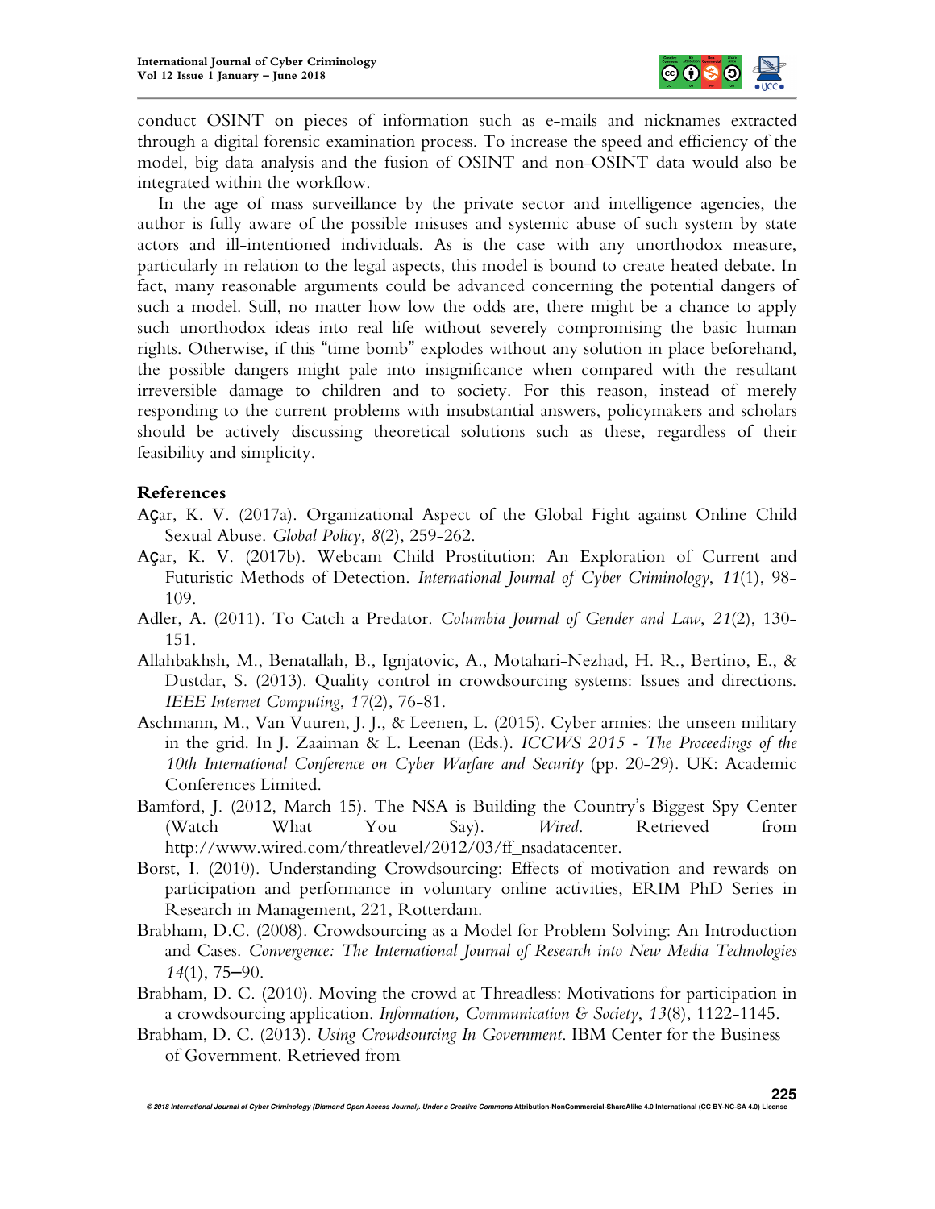conduct OSINT on pieces of information such as e-mails and nicknames extracted through a digital forensic examination process. To increase the speed and efficiency of the model, big data analysis and the fusion of OSINT and non-OSINT data would also be integrated within the workflow.

In the age of mass surveillance by the private sector and intelligence agencies, the author is fully aware of the possible misuses and systemic abuse of such system by state actors and ill-intentioned individuals. As is the case with any unorthodox measure, particularly in relation to the legal aspects, this model is bound to create heated debate. In fact, many reasonable arguments could be advanced concerning the potential dangers of such a model. Still, no matter how low the odds are, there might be a chance to apply such unorthodox ideas into real life without severely compromising the basic human rights. Otherwise, if this "time bomb" explodes without any solution in place beforehand, the possible dangers might pale into insignificance when compared with the resultant irreversible damage to children and to society. For this reason, instead of merely responding to the current problems with insubstantial answers, policymakers and scholars should be actively discussing theoretical solutions such as these, regardless of their feasibility and simplicity.

## References

Açar, K. V. (2017a). Organizational Aspect of the Global Fight against Online Child Sexual Abuse. *Global Policy*, *8*(2), 259-262.

Açar, K. V. (2017b). Webcam Child Prostitution: An Exploration of Current and Futuristic Methods of Detection. *International Journal of Cyber Criminology*, *11*(1), 98-109.

Adler, A. (2011). To Catch a Predator. *Columbia Journal of Gender and Law*, *21*(2), 130-151.

Allahbakhsh, M., Benatallah, B., Ignjatovic, A., Motahari-Nezhad, H. R., Bertino, E., & Dustdar, S. (2013). Quality control in crowdsourcing systems: Issues and directions. *IEEE Internet Computing*, *17*(2), 76-81.

Aschmann, M., Van Vuuren, J. J., & Leenen, L. (2015). Cyber armies: the unseen military in the grid. In J. Zaaiman & L. Leenan (Eds.). *ICCWS 2015 - The Proceedings of the 10th International Conference on Cyber Warfare and Security* (pp. 20-29). UK: Academic Conferences Limited.

Bamford, J. (2012, March 15). The NSA is Building the Country's Biggest Spy Center (Watch What You Say). *Wired.* Retrieved from http://www.wired.com/threatlevel/2012/03/ff_nsadatacenter.

Borst, I. (2010). Understanding Crowdsourcing: Effects of motivation and rewards on participation and performance in voluntary online activities, ERIM PhD Series in Research in Management, 221, Rotterdam.

Brabham, D.C. (2008). Crowdsourcing as a Model for Problem Solving: An Introduction and Cases. *Convergence: The International Journal of Research into New Media Technologies* *14*(1), 75–90.

Brabham, D. C. (2010). Moving the crowd at Threadless: Motivations for participation in a crowdsourcing application. *Information, Communication & Society*, *13*(8), 1122-1145.

Brabham, D. C. (2013). *Using Crowdsourcing In Government*. IBM Center for the Business of Government. Retrieved from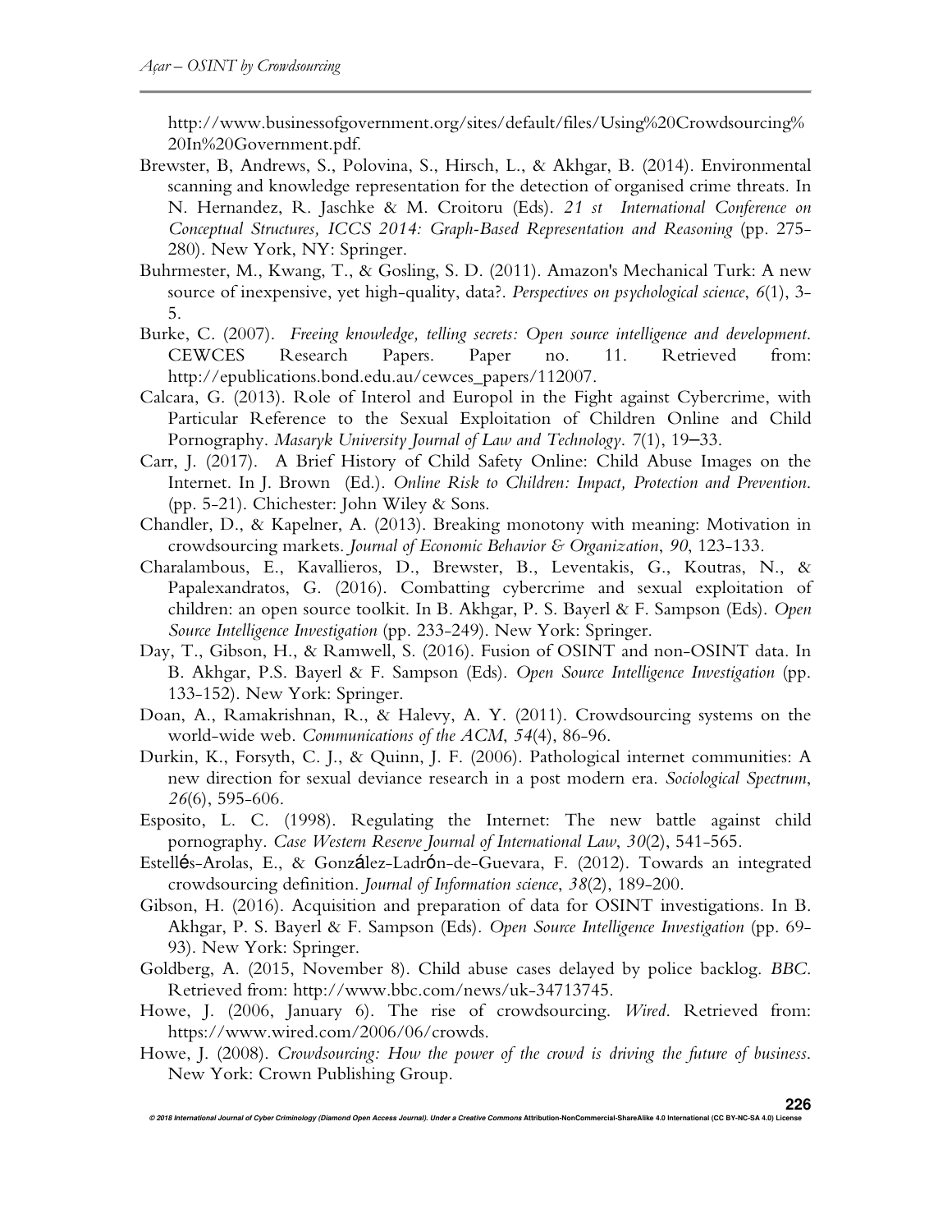http://www.businessofgovernment.org/sites/default/files/Using%20Crowdsourcing%20In%20Government.pdf.

Brewster, B, Andrews, S., Polovina, S., Hirsch, L., & Akhgar, B. (2014). Environmental scanning and knowledge representation for the detection of organised crime threats. In N. Hernandez, R. Jaschke & M. Croitoru (Eds). *21 st International Conference on Conceptual Structures, ICCS 2014: Graph-Based Representation and Reasoning* (pp. 275-280). New York, NY: Springer.

Buhrmester, M., Kwang, T., & Gosling, S. D. (2011). Amazon's Mechanical Turk: A new source of inexpensive, yet high-quality, data?. *Perspectives on psychological science*, *6*(1), 3-5.

Burke, C. (2007). *Freeing knowledge, telling secrets: Open source intelligence and development*. CEWCES Research Papers. Paper no. 11. Retrieved from: http://epublications.bond.edu.au/cewces_papers/112007.

Calcara, G. (2013). Role of Interol and Europol in the Fight against Cybercrime, with Particular Reference to the Sexual Exploitation of Children Online and Child Pornography. *Masaryk University Journal of Law and Technology*. 7(1), 19–33.

Carr, J. (2017). A Brief History of Child Safety Online: Child Abuse Images on the Internet. In J. Brown (Ed.). *Online Risk to Children: Impact, Protection and Prevention*. (pp. 5-21). Chichester: John Wiley & Sons.

Chandler, D., & Kapelner, A. (2013). Breaking monotony with meaning: Motivation in crowdsourcing markets. *Journal of Economic Behavior & Organization*, *90*, 123-133.

Charalambous, E., Kavallieros, D., Brewster, B., Leventakis, G., Koutras, N., & Papalexandratos, G. (2016). Combatting cybercrime and sexual exploitation of children: an open source toolkit. In B. Akhgar, P. S. Bayerl & F. Sampson (Eds). *Open Source Intelligence Investigation* (pp. 233-249). New York: Springer.

Day, T., Gibson, H., & Ramwell, S. (2016). Fusion of OSINT and non-OSINT data. In B. Akhgar, P.S. Bayerl & F. Sampson (Eds). *Open Source Intelligence Investigation* (pp. 133-152). New York: Springer.

Doan, A., Ramakrishnan, R., & Halevy, A. Y. (2011). Crowdsourcing systems on the world-wide web. *Communications of the ACM*, *54*(4), 86-96.

Durkin, K., Forsyth, C. J., & Quinn, J. F. (2006). Pathological internet communities: A new direction for sexual deviance research in a post modern era. *Sociological Spectrum*, *26*(6), 595-606.

Esposito, L. C. (1998). Regulating the Internet: The new battle against child pornography. *Case Western Reserve Journal of International Law*, *30*(2), 541-565.

Estellés-Arolas, E., & González-Ladrón-de-Guevara, F. (2012). Towards an integrated crowdsourcing definition. *Journal of Information science*, *38*(2), 189-200.

Gibson, H. (2016). Acquisition and preparation of data for OSINT investigations. In B. Akhgar, P. S. Bayerl & F. Sampson (Eds). *Open Source Intelligence Investigation* (pp. 69-93). New York: Springer.

Goldberg, A. (2015, November 8). Child abuse cases delayed by police backlog. *BBC*. Retrieved from: http://www.bbc.com/news/uk-34713745.

Howe, J. (2006, January 6). The rise of crowdsourcing. *Wired*. Retrieved from: https://www.wired.com/2006/06/crowds.

Howe, J. (2008). *Crowdsourcing: How the power of the crowd is driving the future of business*. New York: Crown Publishing Group.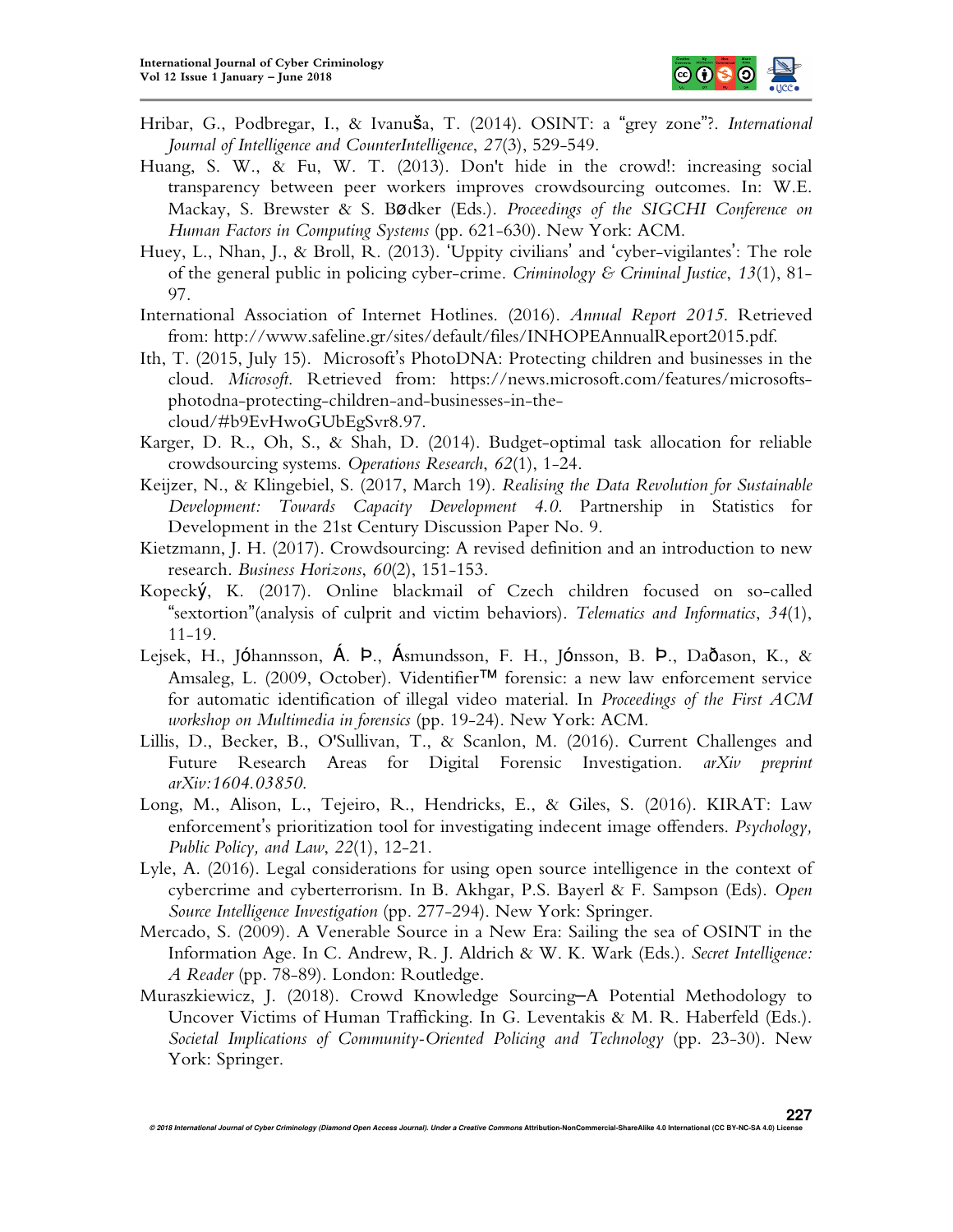Hribar, G., Podbregar, I., & Ivanuša, T. (2014). OSINT: a "grey zone"?. *International Journal of Intelligence and CounterIntelligence*, *27*(3), 529-549.

Huang, S. W., & Fu, W. T. (2013). Don't hide in the crowd!: increasing social transparency between peer workers improves crowdsourcing outcomes. In: W.E. Mackay, S. Brewster & S. BØdker (Eds.). *Proceedings of the SIGCHI Conference on Human Factors in Computing Systems* (pp. 621-630). New York: ACM.

Huey, L., Nhan, J., & Broll, R. (2013). 'Uppity civilians' and 'cyber-vigilantes': The role of the general public in policing cyber-crime. *Criminology & Criminal Justice*, *13*(1), 81-97.

International Association of Internet Hotlines. (2016). *Annual Report 2015*. Retrieved from: http://www.safeline.gr/sites/default/files/INHOPEAnnualReport2015.pdf.

Ith, T. (2015, July 15). Microsoft's PhotoDNA: Protecting children and businesses in the cloud. *Microsoft*. Retrieved from: https://news.microsoft.com/features/microsofts-photodna-protecting-children-and-businesses-in-the-cloud/#b9EvHwoGUbEgSvr8.97.

Karger, D. R., Oh, S., & Shah, D. (2014). Budget-optimal task allocation for reliable crowdsourcing systems. *Operations Research*, *62*(1), 1-24.

Keijzer, N., & Klingebiel, S. (2017, March 19). *Realising the Data Revolution for Sustainable Development: Towards Capacity Development 4.0*. Partnership in Statistics for Development in the 21st Century Discussion Paper No. 9.

Kietzmann, J. H. (2017). Crowdsourcing: A revised definition and an introduction to new research. *Business Horizons*, *60*(2), 151-153.

Kopecký, K. (2017). Online blackmail of Czech children focused on so-called "sextortion"(analysis of culprit and victim behaviors). *Telematics and Informatics*, *34*(1), 11-19.

Lejsek, H., Jóhannsson, Á. Þ., Ásmundsson, F. H., Jónsson, B. Þ., Daðason, K., & Amsaleg, L. (2009, October). Videntifier™ forensic: a new law enforcement service for automatic identification of illegal video material. In *Proceedings of the First ACM workshop on Multimedia in forensics* (pp. 19-24). New York: ACM.

Lillis, D., Becker, B., O'Sullivan, T., & Scanlon, M. (2016). Current Challenges and Future Research Areas for Digital Forensic Investigation. *arXiv preprint arXiv:1604.03850*.

Long, M., Alison, L., Tejeiro, R., Hendricks, E., & Giles, S. (2016). KIRAT: Law enforcement's prioritization tool for investigating indecent image offenders. *Psychology, Public Policy, and Law*, *22*(1), 12-21.

Lyle, A. (2016). Legal considerations for using open source intelligence in the context of cybercrime and cyberterrorism. In B. Akhgar, P.S. Bayerl & F. Sampson (Eds). *Open Source Intelligence Investigation* (pp. 277-294). New York: Springer.

Mercado, S. (2009). A Venerable Source in a New Era: Sailing the sea of OSINT in the Information Age. In C. Andrew, R. J. Aldrich & W. K. Wark (Eds.). *Secret Intelligence: A Reader* (pp. 78-89). London: Routledge.

Muraszkiewicz, J. (2018). Crowd Knowledge Sourcing—A Potential Methodology to Uncover Victims of Human Trafficking. In G. Leventakis & M. R. Haberfeld (Eds.). *Societal Implications of Community-Oriented Policing and Technology* (pp. 23-30). New York: Springer.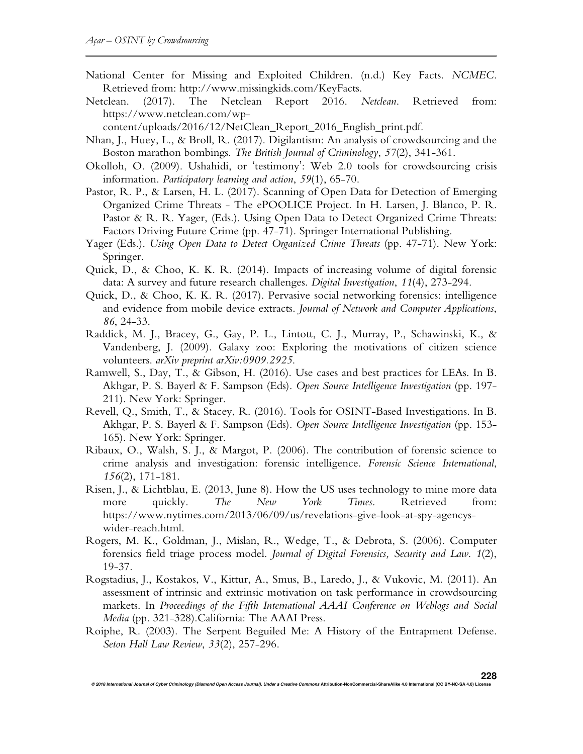National Center for Missing and Exploited Children. (n.d.) Key Facts. *NCMEC*. Retrieved from: http://www.missingkids.com/KeyFacts.

Netclean. (2017). The Netclean Report 2016. *Netclean*. Retrieved from: https://www.netclean.com/wp-content/uploads/2016/12/NetClean_Report_2016_English_print.pdf.

Nhan, J., Huey, L., & Broll, R. (2017). Digilantism: An analysis of crowdsourcing and the Boston marathon bombings. *The British Journal of Criminology*, *57*(2), 341-361.

Okolloh, O. (2009). Ushahidi, or 'testimony': Web 2.0 tools for crowdsourcing crisis information. *Participatory learning and action*, *59*(1), 65-70.

Pastor, R. P., & Larsen, H. L. (2017). Scanning of Open Data for Detection of Emerging Organized Crime Threats - The ePOOLICE Project. In H. Larsen, J. Blanco, P. R. Pastor & R. R. Yager, (Eds.). Using Open Data to Detect Organized Crime Threats: Factors Driving Future Crime (pp. 47-71). Springer International Publishing.

Yager (Eds.). *Using Open Data to Detect Organized Crime Threats* (pp. 47-71). New York: Springer.

Quick, D., & Choo, K. K. R. (2014). Impacts of increasing volume of digital forensic data: A survey and future research challenges. *Digital Investigation*, *11*(4), 273-294.

Quick, D., & Choo, K. K. R. (2017). Pervasive social networking forensics: intelligence and evidence from mobile device extracts. *Journal of Network and Computer Applications*, *86*, 24-33.

Raddick, M. J., Bracey, G., Gay, P. L., Lintott, C. J., Murray, P., Schawinski, K., & Vandenberg, J. (2009). Galaxy zoo: Exploring the motivations of citizen science volunteers. *arXiv preprint arXiv:0909.2925*.

Ramwell, S., Day, T., & Gibson, H. (2016). Use cases and best practices for LEAs. In B. Akhgar, P. S. Bayerl & F. Sampson (Eds). *Open Source Intelligence Investigation* (pp. 197-211). New York: Springer.

Revell, Q., Smith, T., & Stacey, R. (2016). Tools for OSINT-Based Investigations. In B. Akhgar, P. S. Bayerl & F. Sampson (Eds). *Open Source Intelligence Investigation* (pp. 153-165). New York: Springer.

Ribaux, O., Walsh, S. J., & Margot, P. (2006). The contribution of forensic science to crime analysis and investigation: forensic intelligence. *Forensic Science International*, *156*(2), 171-181.

Risen, J., & Lichtblau, E. (2013, June 8). How the US uses technology to mine more data more quickly. *The New York Times*. Retrieved from: https://www.nytimes.com/2013/06/09/us/revelations-give-look-at-spy-agencys-wider-reach.html.

Rogers, M. K., Goldman, J., Mislan, R., Wedge, T., & Debrota, S. (2006). Computer forensics field triage process model. *Journal of Digital Forensics, Security and Law*. *1*(2), 19-37.

Rogstadius, J., Kostakos, V., Kittur, A., Smus, B., Laredo, J., & Vukovic, M. (2011). An assessment of intrinsic and extrinsic motivation on task performance in crowdsourcing markets. In *Proceedings of the Fifth International AAAI Conference on Weblogs and Social Media* (pp. 321-328).California: The AAAI Press.

Roiphe, R. (2003). The Serpent Beguiled Me: A History of the Entrapment Defense. *Seton Hall Law Review*, *33*(2), 257-296.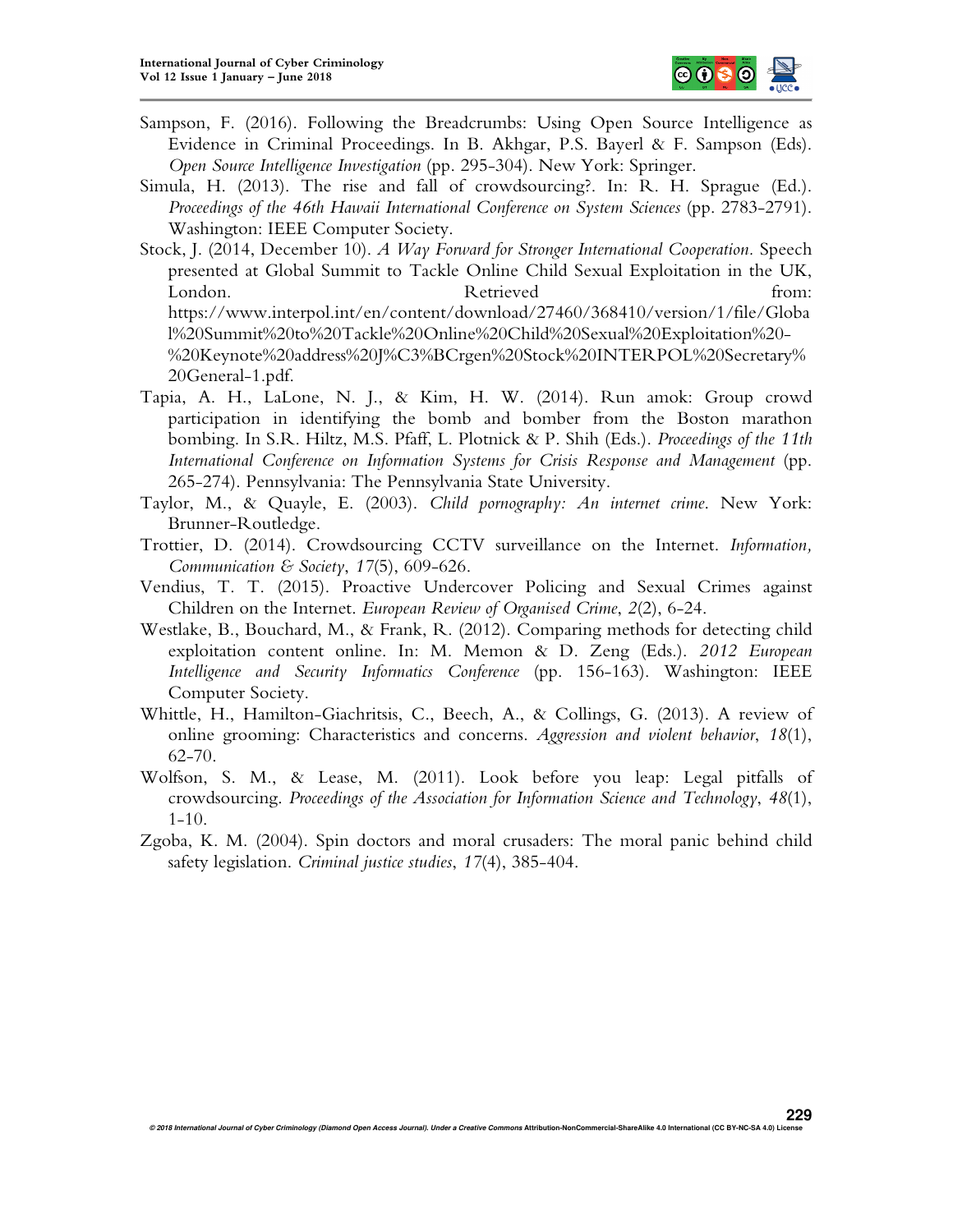Sampson, F. (2016). Following the Breadcrumbs: Using Open Source Intelligence as Evidence in Criminal Proceedings. In B. Akhgar, P.S. Bayerl & F. Sampson (Eds). *Open Source Intelligence Investigation* (pp. 295-304). New York: Springer.

Simula, H. (2013). The rise and fall of crowdsourcing?. In: R. H. Sprague (Ed.). *Proceedings of the 46th Hawaii International Conference on System Sciences* (pp. 2783-2791). Washington: IEEE Computer Society.

Stock, J. (2014, December 10). *A Way Forward for Stronger International Cooperation*. Speech presented at Global Summit to Tackle Online Child Sexual Exploitation in the UK, London. Retrieved from: https://www.interpol.int/en/content/download/27460/368410/version/1/file/Global%20Summit%20to%20Tackle%20Online%20Child%20Sexual%20Exploitation%20-%20Keynote%20address%20J%C3%BCrgen%20Stock%20INTERPOL%20Secretary%20General-1.pdf.

Tapia, A. H., LaLone, N. J., & Kim, H. W. (2014). Run amok: Group crowd participation in identifying the bomb and bomber from the Boston marathon bombing. In S.R. Hiltz, M.S. Pfaff, L. Plotnick & P. Shih (Eds.). *Proceedings of the 11th International Conference on Information Systems for Crisis Response and Management* (pp. 265-274). Pennsylvania: The Pennsylvania State University.

Taylor, M., & Quayle, E. (2003). *Child pornography: An internet crime*. New York: Brunner-Routledge.

Trottier, D. (2014). Crowdsourcing CCTV surveillance on the Internet. *Information, Communication & Society*, *17*(5), 609-626.

Vendius, T. T. (2015). Proactive Undercover Policing and Sexual Crimes against Children on the Internet. *European Review of Organised Crime*, *2*(2), 6-24.

Westlake, B., Bouchard, M., & Frank, R. (2012). Comparing methods for detecting child exploitation content online. In: M. Memon & D. Zeng (Eds.). *2012 European Intelligence and Security Informatics Conference* (pp. 156-163). Washington: IEEE Computer Society.

Whittle, H., Hamilton-Giachritsis, C., Beech, A., & Collings, G. (2013). A review of online grooming: Characteristics and concerns. *Aggression and violent behavior*, *18*(1), 62-70.

Wolfson, S. M., & Lease, M. (2011). Look before you leap: Legal pitfalls of crowdsourcing. *Proceedings of the Association for Information Science and Technology*, *48*(1), 1-10.

Zgoba, K. M. (2004). Spin doctors and moral crusaders: The moral panic behind child safety legislation. *Criminal justice studies*, *17*(4), 385-404.